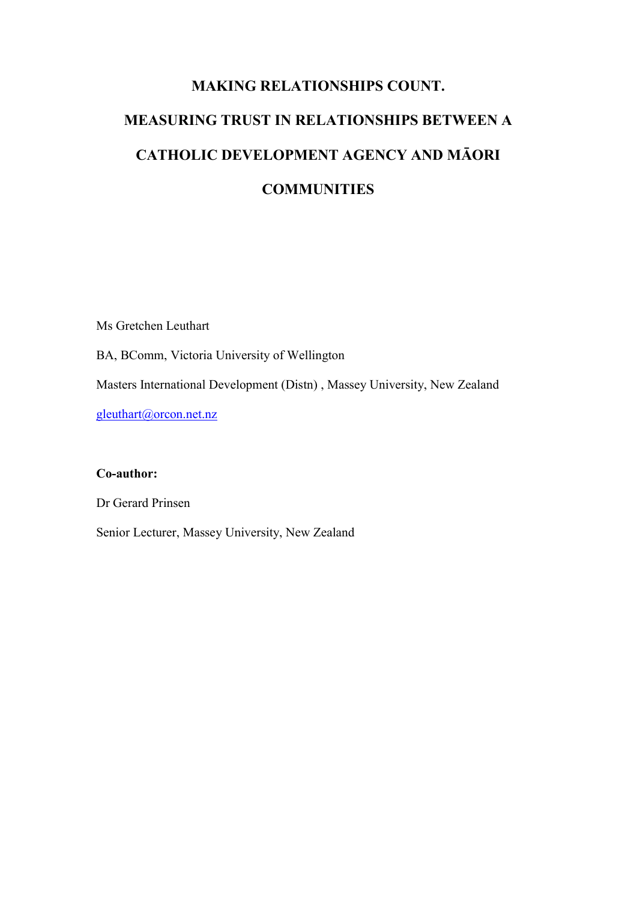# MAKING RELATIONSHIPS COUNT.

# MEASURING TRUST IN RELATIONSHIPS BETWEEN A CATHOLIC DEVELOPMENT AGENCY AND MĀORI COMMUNITIES

Ms Gretchen Leuthart

BA, BComm, Victoria University of Wellington

Masters International Development (Distn) , Massey University, New Zealand

gleuthart@orcon.net.nz

**Co-author:**

Dr Gerard Prinsen

Senior Lecturer, Massey University, New Zealand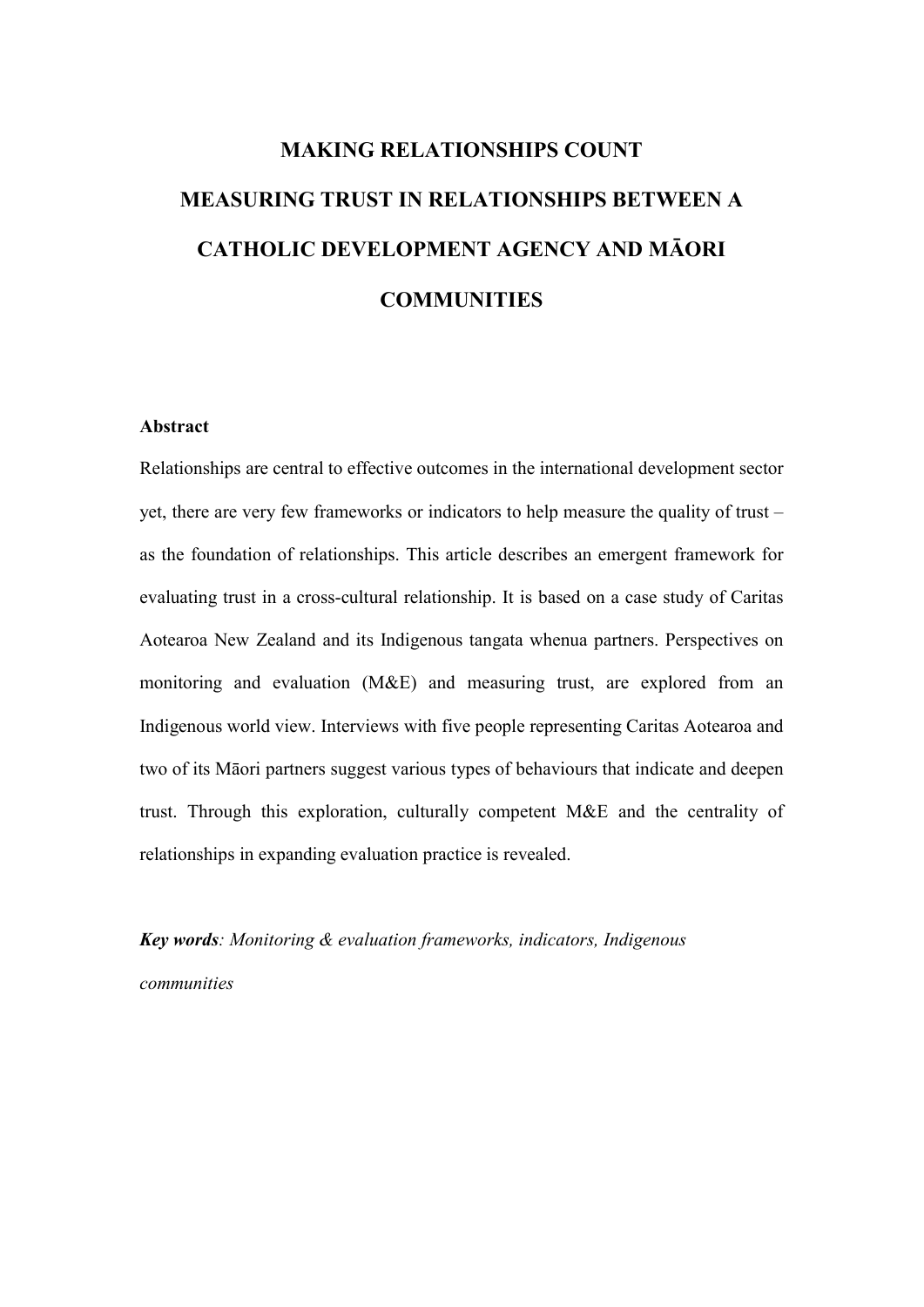# MAKING RELATIONSHIPS COUNT

# MEASURING TRUST IN RELATIONSHIPS BETWEEN A CATHOLIC DEVELOPMENT AGENCY AND MĀORI COMMUNITIES

**Abstract**

Relationships are central to effective outcomes in the international development sector yet, there are very few frameworks or indicators to help measure the quality of trust – as the foundation of relationships. This article describes an emergent framework for evaluating trust in a cross-cultural relationship. It is based on a case study of Caritas Aotearoa New Zealand and its Indigenous tangata whenua partners. Perspectives on monitoring and evaluation (M&E) and measuring trust, are explored from an Indigenous world view. Interviews with five people representing Caritas Aotearoa and two of its Māori partners suggest various types of behaviours that indicate and deepen trust. Through this exploration, culturally competent M&E and the centrality of relationships in expanding evaluation practice is revealed.

***Key words**: Monitoring & evaluation frameworks, indicators, Indigenous communities*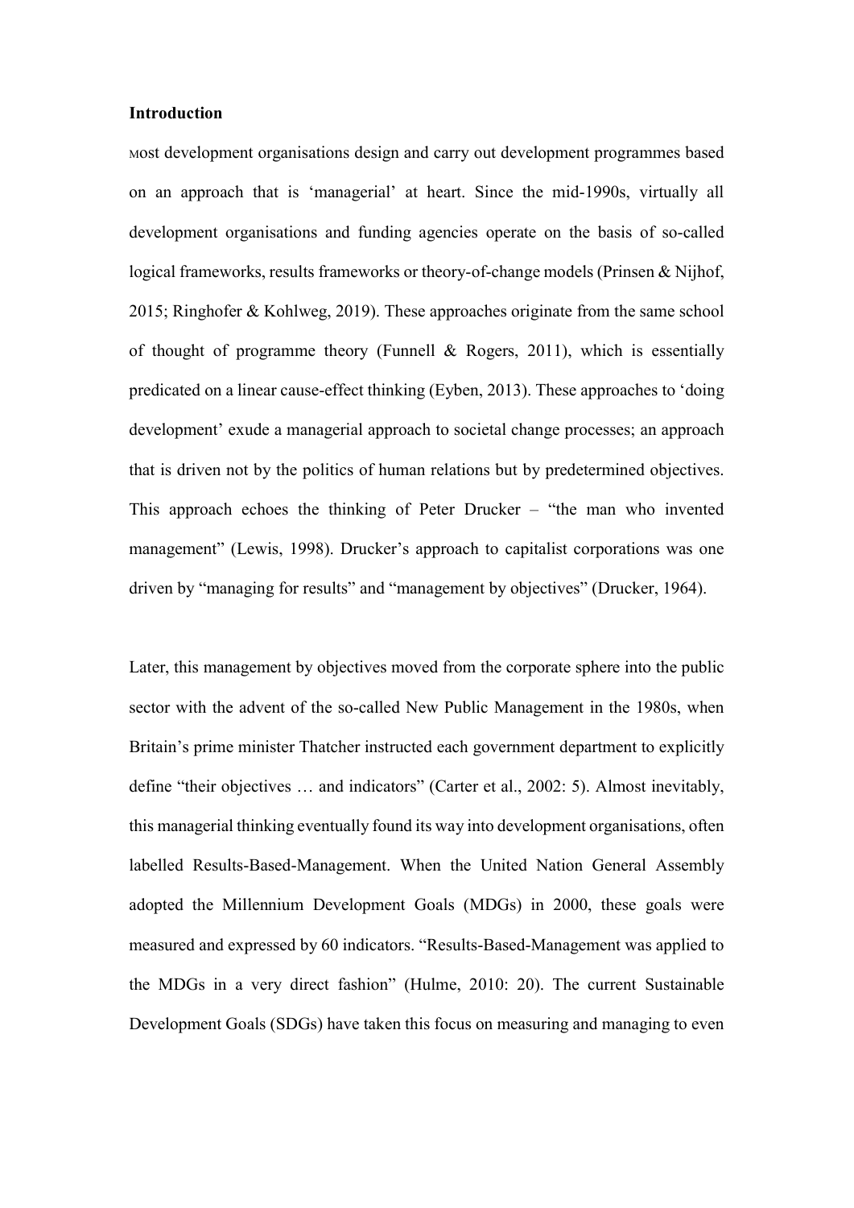**Introduction**

Most development organisations design and carry out development programmes based on an approach that is 'managerial' at heart. Since the mid-1990s, virtually all development organisations and funding agencies operate on the basis of so-called logical frameworks, results frameworks or theory-of-change models (Prinsen & Nijhof, 2015; Ringhofer & Kohlweg, 2019). These approaches originate from the same school of thought of programme theory (Funnell & Rogers, 2011), which is essentially predicated on a linear cause-effect thinking (Eyben, 2013). These approaches to 'doing development' exude a managerial approach to societal change processes; an approach that is driven not by the politics of human relations but by predetermined objectives. This approach echoes the thinking of Peter Drucker – "the man who invented management" (Lewis, 1998). Drucker's approach to capitalist corporations was one driven by "managing for results" and "management by objectives" (Drucker, 1964).

Later, this management by objectives moved from the corporate sphere into the public sector with the advent of the so-called New Public Management in the 1980s, when Britain's prime minister Thatcher instructed each government department to explicitly define "their objectives … and indicators" (Carter et al., 2002: 5). Almost inevitably, this managerial thinking eventually found its way into development organisations, often labelled Results-Based-Management. When the United Nation General Assembly adopted the Millennium Development Goals (MDGs) in 2000, these goals were measured and expressed by 60 indicators. "Results-Based-Management was applied to the MDGs in a very direct fashion" (Hulme, 2010: 20). The current Sustainable Development Goals (SDGs) have taken this focus on measuring and managing to even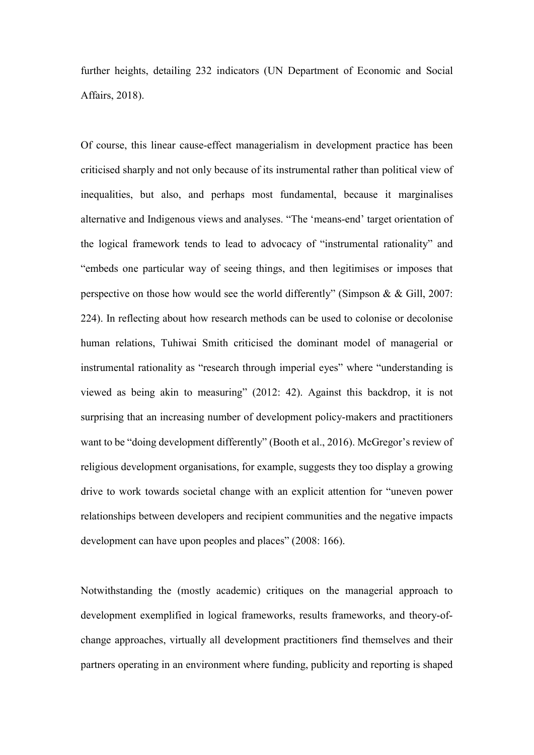further heights, detailing 232 indicators (UN Department of Economic and Social Affairs, 2018).

Of course, this linear cause-effect managerialism in development practice has been criticised sharply and not only because of its instrumental rather than political view of inequalities, but also, and perhaps most fundamental, because it marginalises alternative and Indigenous views and analyses. "The 'means-end' target orientation of the logical framework tends to lead to advocacy of "instrumental rationality" and "embeds one particular way of seeing things, and then legitimises or imposes that perspective on those how would see the world differently" (Simpson & & Gill, 2007: 224). In reflecting about how research methods can be used to colonise or decolonise human relations, Tuhiwai Smith criticised the dominant model of managerial or instrumental rationality as "research through imperial eyes" where "understanding is viewed as being akin to measuring" (2012: 42). Against this backdrop, it is not surprising that an increasing number of development policy-makers and practitioners want to be "doing development differently" (Booth et al., 2016). McGregor's review of religious development organisations, for example, suggests they too display a growing drive to work towards societal change with an explicit attention for "uneven power relationships between developers and recipient communities and the negative impacts development can have upon peoples and places" (2008: 166).

Notwithstanding the (mostly academic) critiques on the managerial approach to development exemplified in logical frameworks, results frameworks, and theory-of-change approaches, virtually all development practitioners find themselves and their partners operating in an environment where funding, publicity and reporting is shaped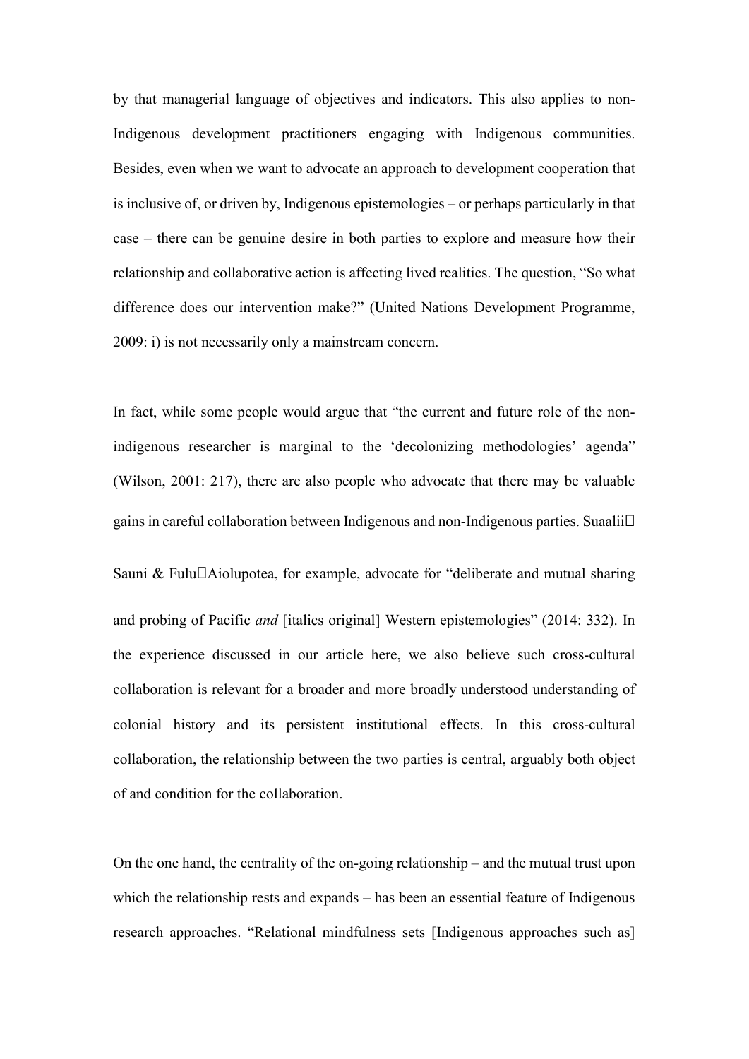by that managerial language of objectives and indicators. This also applies to non-Indigenous development practitioners engaging with Indigenous communities. Besides, even when we want to advocate an approach to development cooperation that is inclusive of, or driven by, Indigenous epistemologies – or perhaps particularly in that case – there can be genuine desire in both parties to explore and measure how their relationship and collaborative action is affecting lived realities. The question, "So what difference does our intervention make?" (United Nations Development Programme, 2009: i) is not necessarily only a mainstream concern.

In fact, while some people would argue that "the current and future role of the non-indigenous researcher is marginal to the 'decolonizing methodologies' agenda" (Wilson, 2001: 217), there are also people who advocate that there may be valuable gains in careful collaboration between Indigenous and non-Indigenous parties. Suaalii‐Sauni & Fulu‐Aiolupotea, for example, advocate for "deliberate and mutual sharing and probing of Pacific *and* [italics original] Western epistemologies" (2014: 332). In the experience discussed in our article here, we also believe such cross-cultural collaboration is relevant for a broader and more broadly understood understanding of colonial history and its persistent institutional effects. In this cross-cultural collaboration, the relationship between the two parties is central, arguably both object of and condition for the collaboration.

On the one hand, the centrality of the on-going relationship – and the mutual trust upon which the relationship rests and expands – has been an essential feature of Indigenous research approaches. "Relational mindfulness sets [Indigenous approaches such as]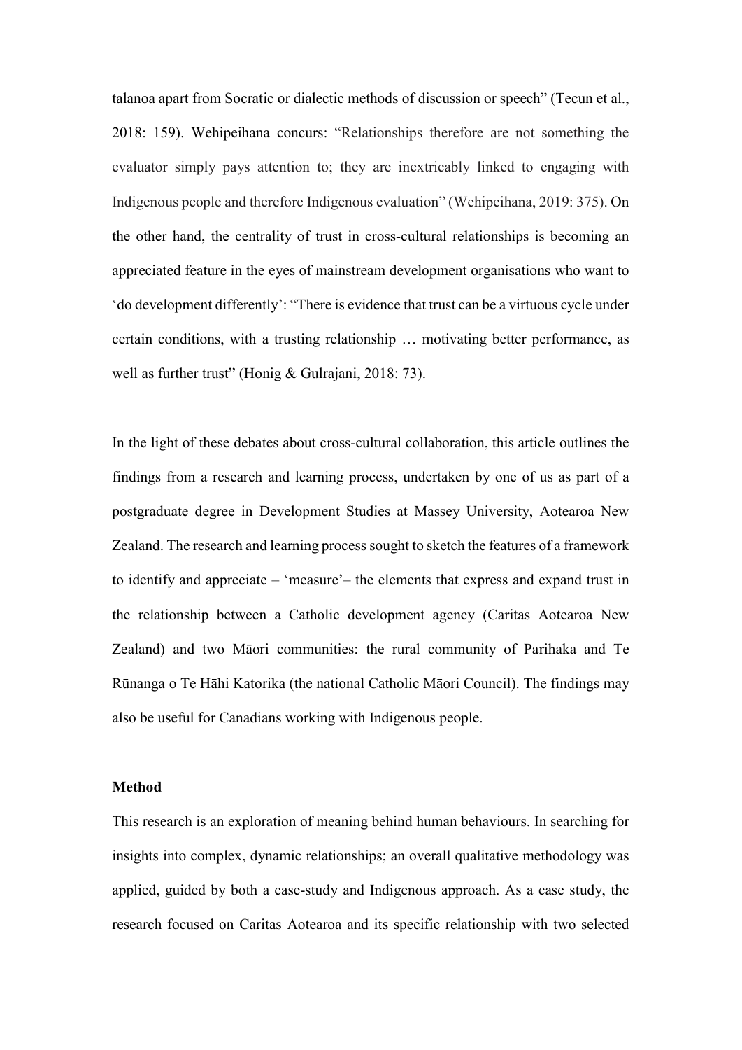talanoa apart from Socratic or dialectic methods of discussion or speech" (Tecun et al., 2018: 159). Wehipeihana concurs: "Relationships therefore are not something the evaluator simply pays attention to; they are inextricably linked to engaging with Indigenous people and therefore Indigenous evaluation" (Wehipeihana, 2019: 375). On the other hand, the centrality of trust in cross-cultural relationships is becoming an appreciated feature in the eyes of mainstream development organisations who want to 'do development differently': "There is evidence that trust can be a virtuous cycle under certain conditions, with a trusting relationship … motivating better performance, as well as further trust" (Honig & Gulrajani, 2018: 73).

In the light of these debates about cross-cultural collaboration, this article outlines the findings from a research and learning process, undertaken by one of us as part of a postgraduate degree in Development Studies at Massey University, Aotearoa New Zealand. The research and learning process sought to sketch the features of a framework to identify and appreciate – 'measure'– the elements that express and expand trust in the relationship between a Catholic development agency (Caritas Aotearoa New Zealand) and two Māori communities: the rural community of Parihaka and Te Rūnanga o Te Hāhi Katorika (the national Catholic Māori Council). The findings may also be useful for Canadians working with Indigenous people.

### Method

This research is an exploration of meaning behind human behaviours. In searching for insights into complex, dynamic relationships; an overall qualitative methodology was applied, guided by both a case-study and Indigenous approach. As a case study, the research focused on Caritas Aotearoa and its specific relationship with two selected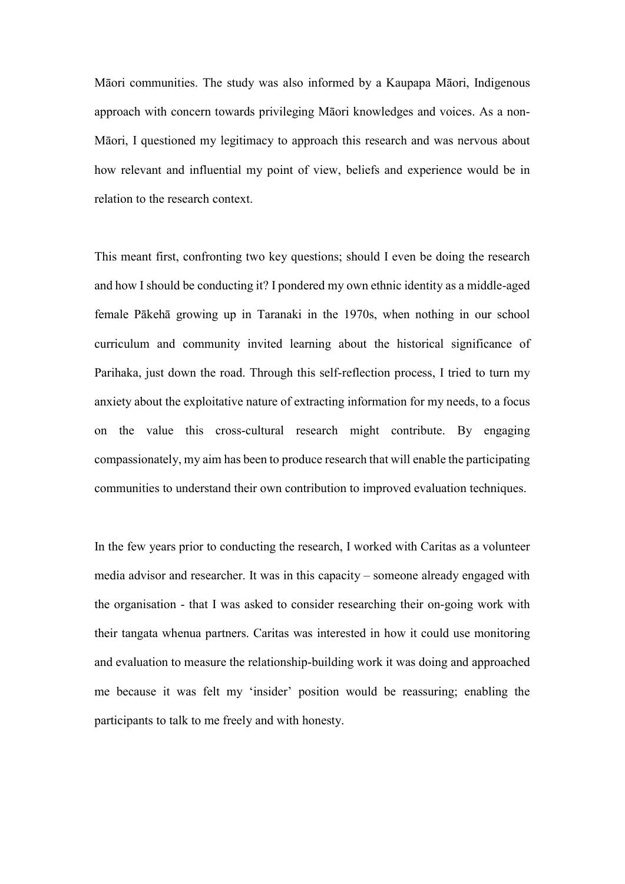Māori communities. The study was also informed by a Kaupapa Māori, Indigenous approach with concern towards privileging Māori knowledges and voices. As a non-Māori, I questioned my legitimacy to approach this research and was nervous about how relevant and influential my point of view, beliefs and experience would be in relation to the research context.

This meant first, confronting two key questions; should I even be doing the research and how I should be conducting it? I pondered my own ethnic identity as a middle-aged female Pākehā growing up in Taranaki in the 1970s, when nothing in our school curriculum and community invited learning about the historical significance of Parihaka, just down the road. Through this self-reflection process, I tried to turn my anxiety about the exploitative nature of extracting information for my needs, to a focus on the value this cross-cultural research might contribute. By engaging compassionately, my aim has been to produce research that will enable the participating communities to understand their own contribution to improved evaluation techniques.

In the few years prior to conducting the research, I worked with Caritas as a volunteer media advisor and researcher. It was in this capacity – someone already engaged with the organisation - that I was asked to consider researching their on-going work with their tangata whenua partners. Caritas was interested in how it could use monitoring and evaluation to measure the relationship-building work it was doing and approached me because it was felt my 'insider' position would be reassuring; enabling the participants to talk to me freely and with honesty.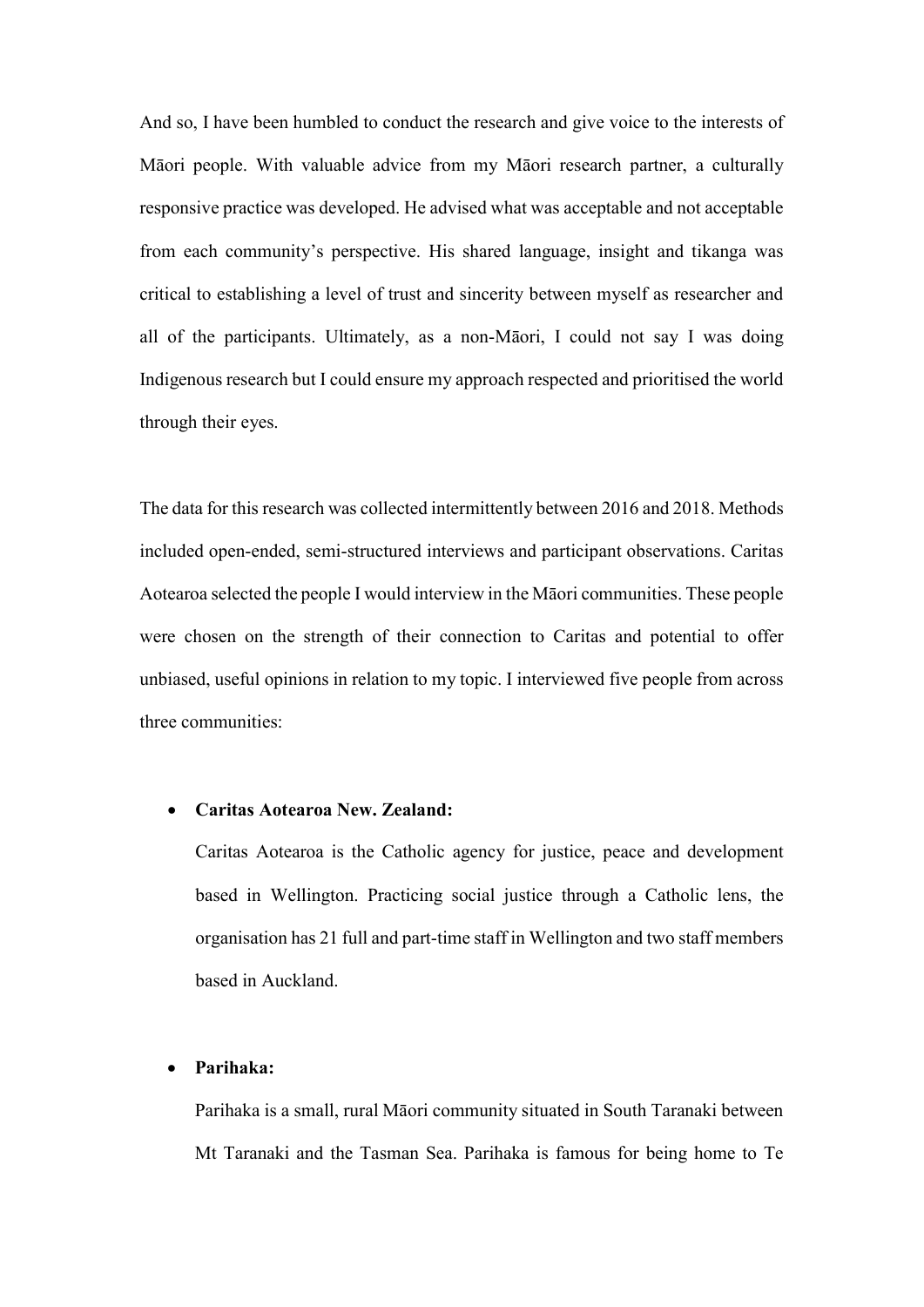And so, I have been humbled to conduct the research and give voice to the interests of Māori people. With valuable advice from my Māori research partner, a culturally responsive practice was developed. He advised what was acceptable and not acceptable from each community's perspective. His shared language, insight and tikanga was critical to establishing a level of trust and sincerity between myself as researcher and all of the participants. Ultimately, as a non-Māori, I could not say I was doing Indigenous research but I could ensure my approach respected and prioritised the world through their eyes.

The data for this research was collected intermittently between 2016 and 2018. Methods included open-ended, semi-structured interviews and participant observations. Caritas Aotearoa selected the people I would interview in the Māori communities. These people were chosen on the strength of their connection to Caritas and potential to offer unbiased, useful opinions in relation to my topic. I interviewed five people from across three communities:

- **Caritas Aotearoa New. Zealand:**

  Caritas Aotearoa is the Catholic agency for justice, peace and development based in Wellington. Practicing social justice through a Catholic lens, the organisation has 21 full and part-time staff in Wellington and two staff members based in Auckland.

- **Parihaka:**

  Parihaka is a small, rural Māori community situated in South Taranaki between Mt Taranaki and the Tasman Sea. Parihaka is famous for being home to Te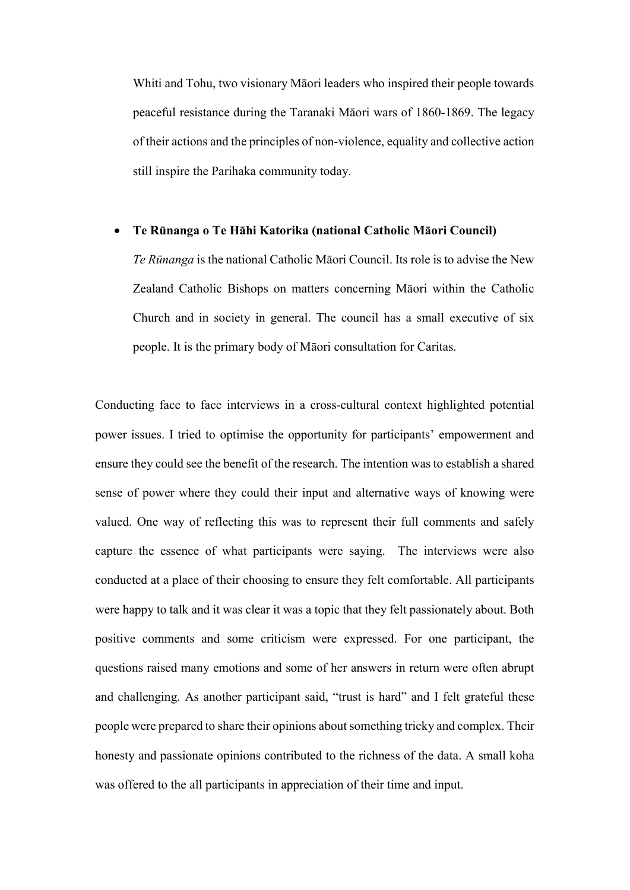Whiti and Tohu, two visionary Māori leaders who inspired their people towards peaceful resistance during the Taranaki Māori wars of 1860-1869. The legacy of their actions and the principles of non-violence, equality and collective action still inspire the Parihaka community today.

- **Te Rūnanga o Te Hāhi Katorika (national Catholic Māori Council)**

  *Te Rūnanga* is the national Catholic Māori Council. Its role is to advise the New Zealand Catholic Bishops on matters concerning Māori within the Catholic Church and in society in general. The council has a small executive of six people. It is the primary body of Māori consultation for Caritas.

Conducting face to face interviews in a cross-cultural context highlighted potential power issues. I tried to optimise the opportunity for participants' empowerment and ensure they could see the benefit of the research. The intention was to establish a shared sense of power where they could their input and alternative ways of knowing were valued. One way of reflecting this was to represent their full comments and safely capture the essence of what participants were saying. The interviews were also conducted at a place of their choosing to ensure they felt comfortable. All participants were happy to talk and it was clear it was a topic that they felt passionately about. Both positive comments and some criticism were expressed. For one participant, the questions raised many emotions and some of her answers in return were often abrupt and challenging. As another participant said, "trust is hard" and I felt grateful these people were prepared to share their opinions about something tricky and complex. Their honesty and passionate opinions contributed to the richness of the data. A small koha was offered to the all participants in appreciation of their time and input.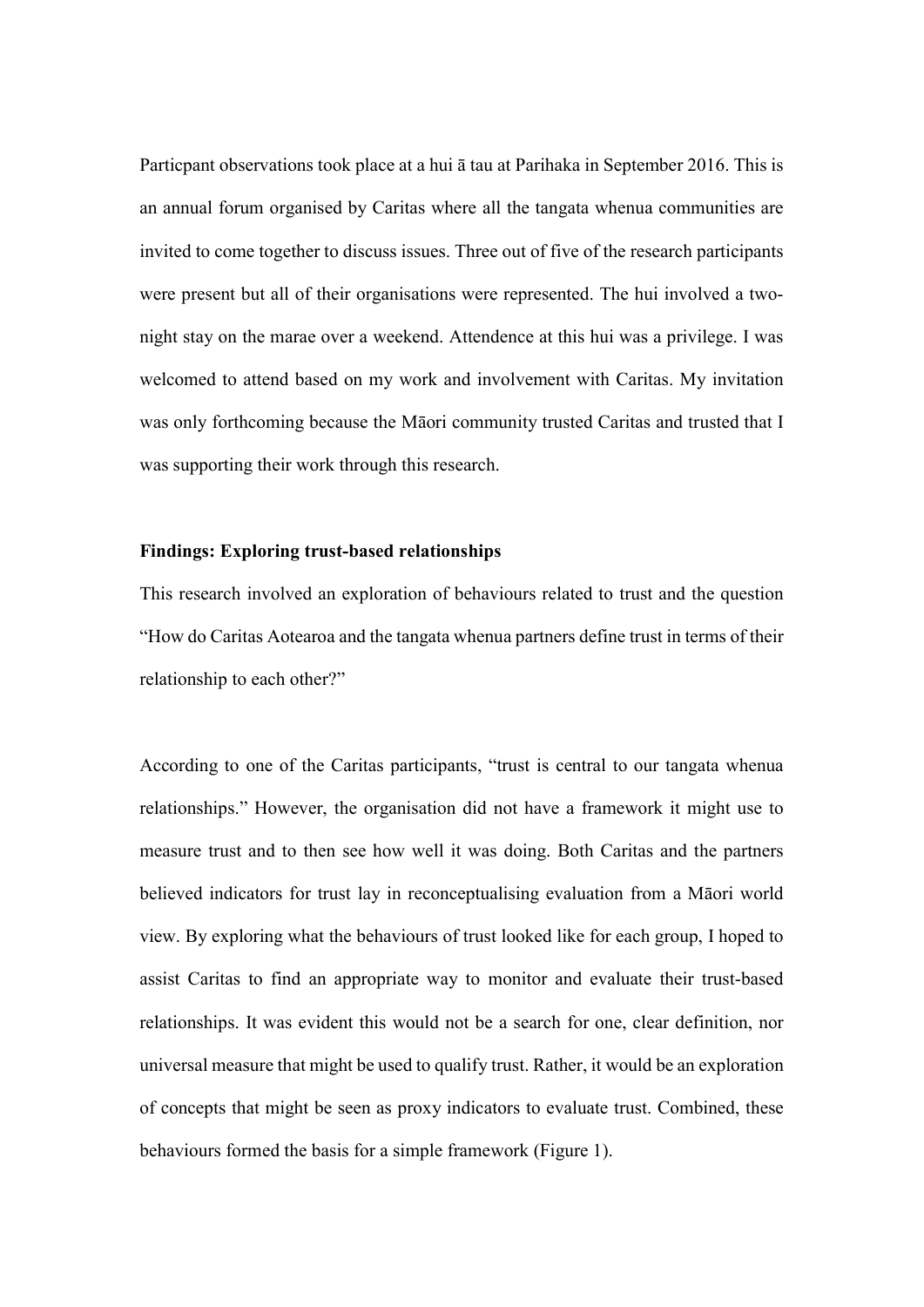Particpant observations took place at a hui ā tau at Parihaka in September 2016. This is an annual forum organised by Caritas where all the tangata whenua communities are invited to come together to discuss issues. Three out of five of the research participants were present but all of their organisations were represented. The hui involved a two-night stay on the marae over a weekend. Attendence at this hui was a privilege. I was welcomed to attend based on my work and involvement with Caritas. My invitation was only forthcoming because the Māori community trusted Caritas and trusted that I was supporting their work through this research.

**Findings: Exploring trust-based relationships**

This research involved an exploration of behaviours related to trust and the question "How do Caritas Aotearoa and the tangata whenua partners define trust in terms of their relationship to each other?"

According to one of the Caritas participants, "trust is central to our tangata whenua relationships." However, the organisation did not have a framework it might use to measure trust and to then see how well it was doing. Both Caritas and the partners believed indicators for trust lay in reconceptualising evaluation from a Māori world view. By exploring what the behaviours of trust looked like for each group, I hoped to assist Caritas to find an appropriate way to monitor and evaluate their trust-based relationships. It was evident this would not be a search for one, clear definition, nor universal measure that might be used to qualify trust. Rather, it would be an exploration of concepts that might be seen as proxy indicators to evaluate trust. Combined, these behaviours formed the basis for a simple framework (Figure 1).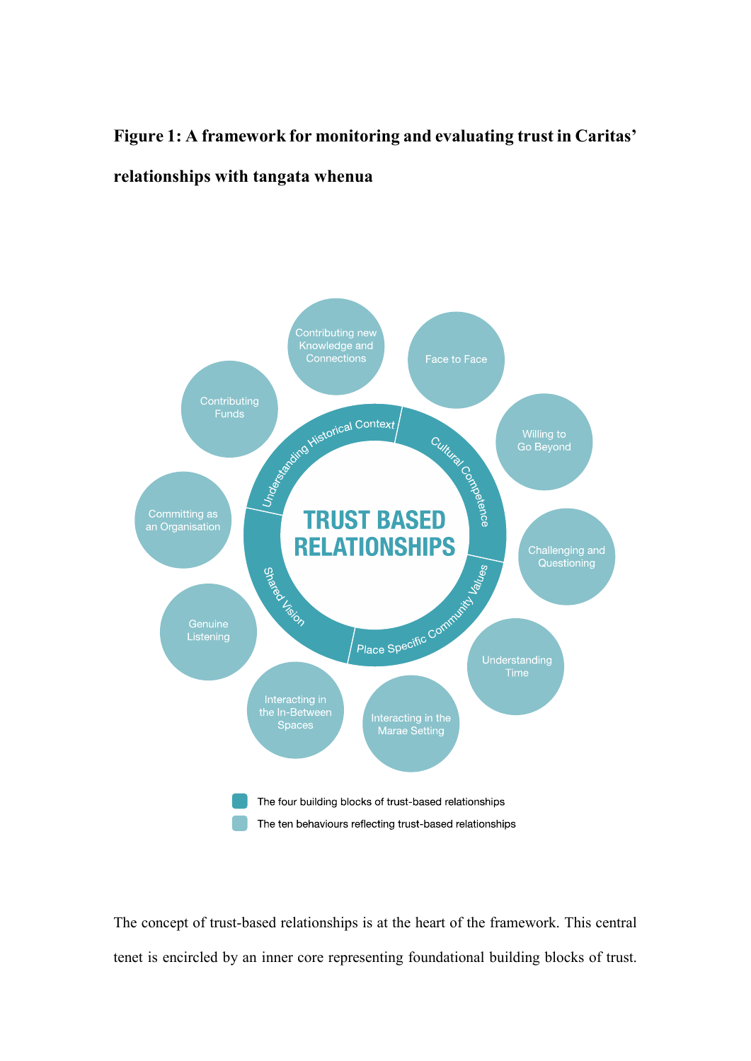**Figure 1: A framework for monitoring and evaluating trust in Caritas' relationships with tangata whenua**

TRUST BASED RELATIONSHIPS

Understanding Historical Context

Cultural Competence

Place Specific Community Values

Shared Vision

Contributing new Knowledge and Connections

Face to Face

Willing to Go Beyond

Challenging and Questioning

Understanding Time

Interacting in the Marae Setting

Interacting in the In-Between Spaces

Genuine Listening

Committing as an Organisation

Contributing Funds

The four building blocks of trust-based relationships

The ten behaviours reflecting trust-based relationships

The concept of trust-based relationships is at the heart of the framework. This central tenet is encircled by an inner core representing foundational building blocks of trust.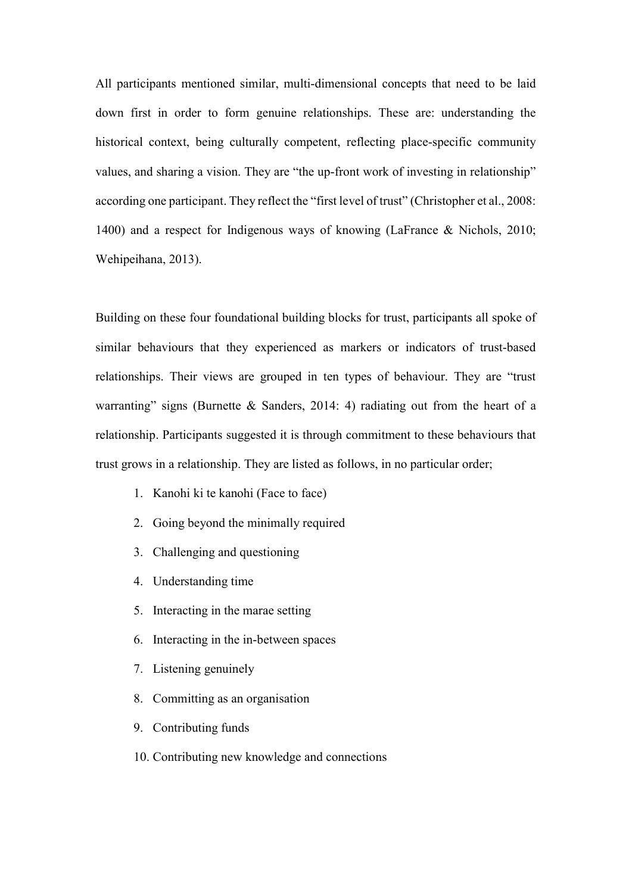All participants mentioned similar, multi-dimensional concepts that need to be laid down first in order to form genuine relationships. These are: understanding the historical context, being culturally competent, reflecting place-specific community values, and sharing a vision. They are “the up-front work of investing in relationship” according one participant. They reflect the “first level of trust” (Christopher et al., 2008: 1400) and a respect for Indigenous ways of knowing (LaFrance & Nichols, 2010; Wehipeihana, 2013).

Building on these four foundational building blocks for trust, participants all spoke of similar behaviours that they experienced as markers or indicators of trust-based relationships. Their views are grouped in ten types of behaviour. They are “trust warranting” signs (Burnette & Sanders, 2014: 4) radiating out from the heart of a relationship. Participants suggested it is through commitment to these behaviours that trust grows in a relationship. They are listed as follows, in no particular order;

1. Kanohi ki te kanohi (Face to face)
2. Going beyond the minimally required
3. Challenging and questioning
4. Understanding time
5. Interacting in the marae setting
6. Interacting in the in-between spaces
7. Listening genuinely
8. Committing as an organisation
9. Contributing funds
10. Contributing new knowledge and connections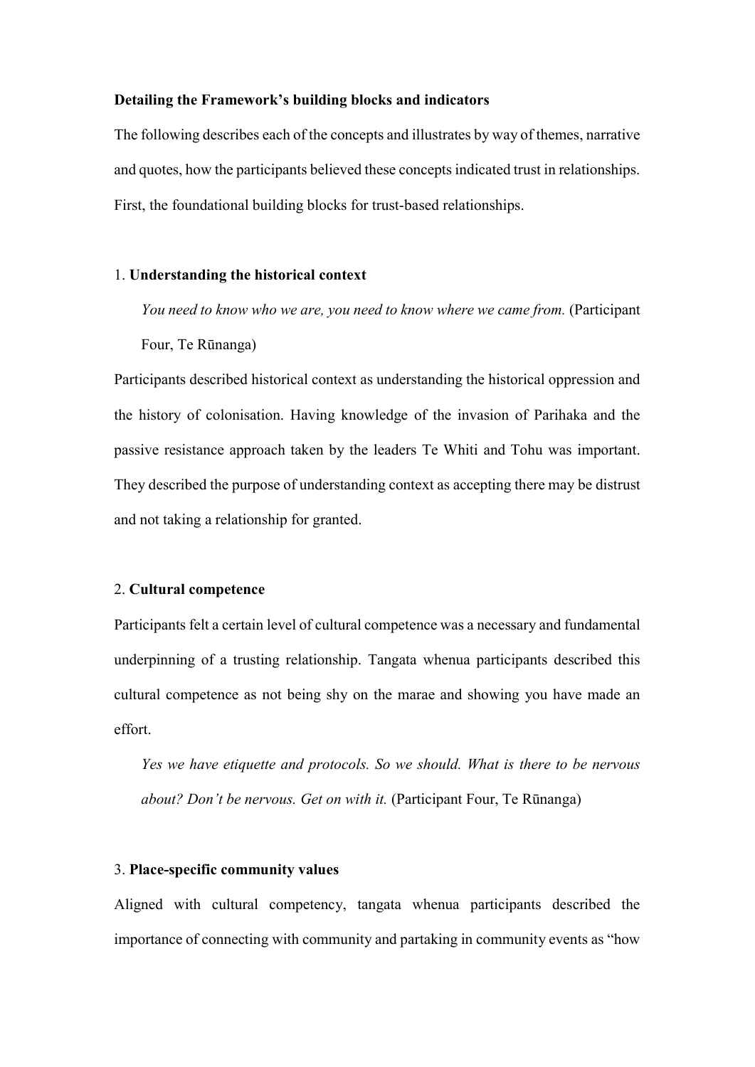**Detailing the Framework's building blocks and indicators**

The following describes each of the concepts and illustrates by way of themes, narrative and quotes, how the participants believed these concepts indicated trust in relationships. First, the foundational building blocks for trust-based relationships.

1. **Understanding the historical context**

> *You need to know who we are, you need to know where we came from.* (Participant Four, Te Rūnanga)

Participants described historical context as understanding the historical oppression and the history of colonisation. Having knowledge of the invasion of Parihaka and the passive resistance approach taken by the leaders Te Whiti and Tohu was important. They described the purpose of understanding context as accepting there may be distrust and not taking a relationship for granted.

2. **Cultural competence**

Participants felt a certain level of cultural competence was a necessary and fundamental underpinning of a trusting relationship. Tangata whenua participants described this cultural competence as not being shy on the marae and showing you have made an effort.

> *Yes we have etiquette and protocols. So we should. What is there to be nervous about? Don't be nervous. Get on with it.* (Participant Four, Te Rūnanga)

3. **Place-specific community values**

Aligned with cultural competency, tangata whenua participants described the importance of connecting with community and partaking in community events as "how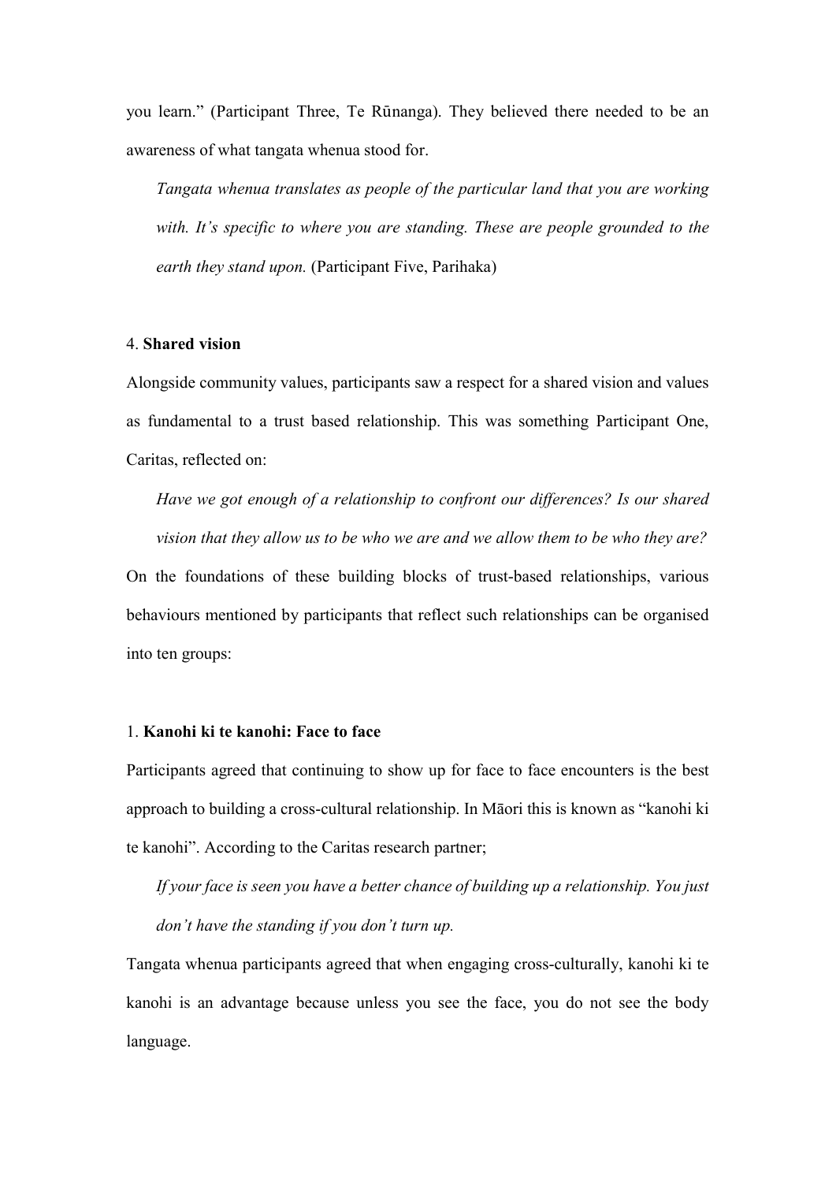you learn." (Participant Three, Te Rūnanga). They believed there needed to be an awareness of what tangata whenua stood for.

> *Tangata whenua translates as people of the particular land that you are working with. It's specific to where you are standing. These are people grounded to the earth they stand upon.* (Participant Five, Parihaka)

4. **Shared vision**

Alongside community values, participants saw a respect for a shared vision and values as fundamental to a trust based relationship. This was something Participant One, Caritas, reflected on:

> *Have we got enough of a relationship to confront our differences? Is our shared vision that they allow us to be who we are and we allow them to be who they are?*

On the foundations of these building blocks of trust-based relationships, various behaviours mentioned by participants that reflect such relationships can be organised into ten groups:

1. **Kanohi ki te kanohi: Face to face**

Participants agreed that continuing to show up for face to face encounters is the best approach to building a cross-cultural relationship. In Māori this is known as "kanohi ki te kanohi". According to the Caritas research partner;

> *If your face is seen you have a better chance of building up a relationship. You just don't have the standing if you don't turn up.*

Tangata whenua participants agreed that when engaging cross-culturally, kanohi ki te kanohi is an advantage because unless you see the face, you do not see the body language.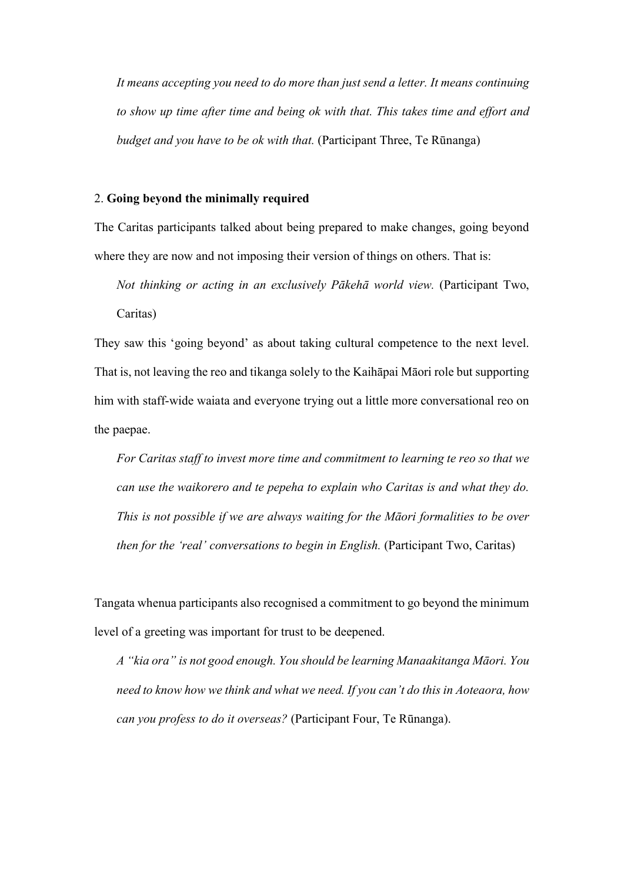*It means accepting you need to do more than just send a letter. It means continuing to show up time after time and being ok with that. This takes time and effort and budget and you have to be ok with that.* (Participant Three, Te Rūnanga)

2. **Going beyond the minimally required**

The Caritas participants talked about being prepared to make changes, going beyond where they are now and not imposing their version of things on others. That is:

> *Not thinking or acting in an exclusively Pākehā world view.* (Participant Two, Caritas)

They saw this 'going beyond' as about taking cultural competence to the next level. That is, not leaving the reo and tikanga solely to the Kaihāpai Māori role but supporting him with staff-wide waiata and everyone trying out a little more conversational reo on the paepae.

> *For Caritas staff to invest more time and commitment to learning te reo so that we can use the waikorero and te pepeha to explain who Caritas is and what they do. This is not possible if we are always waiting for the Māori formalities to be over then for the 'real' conversations to begin in English.* (Participant Two, Caritas)

Tangata whenua participants also recognised a commitment to go beyond the minimum level of a greeting was important for trust to be deepened.

> *A "kia ora" is not good enough. You should be learning Manaakitanga Māori. You need to know how we think and what we need. If you can't do this in Aoteaora, how can you profess to do it overseas?* (Participant Four, Te Rūnanga).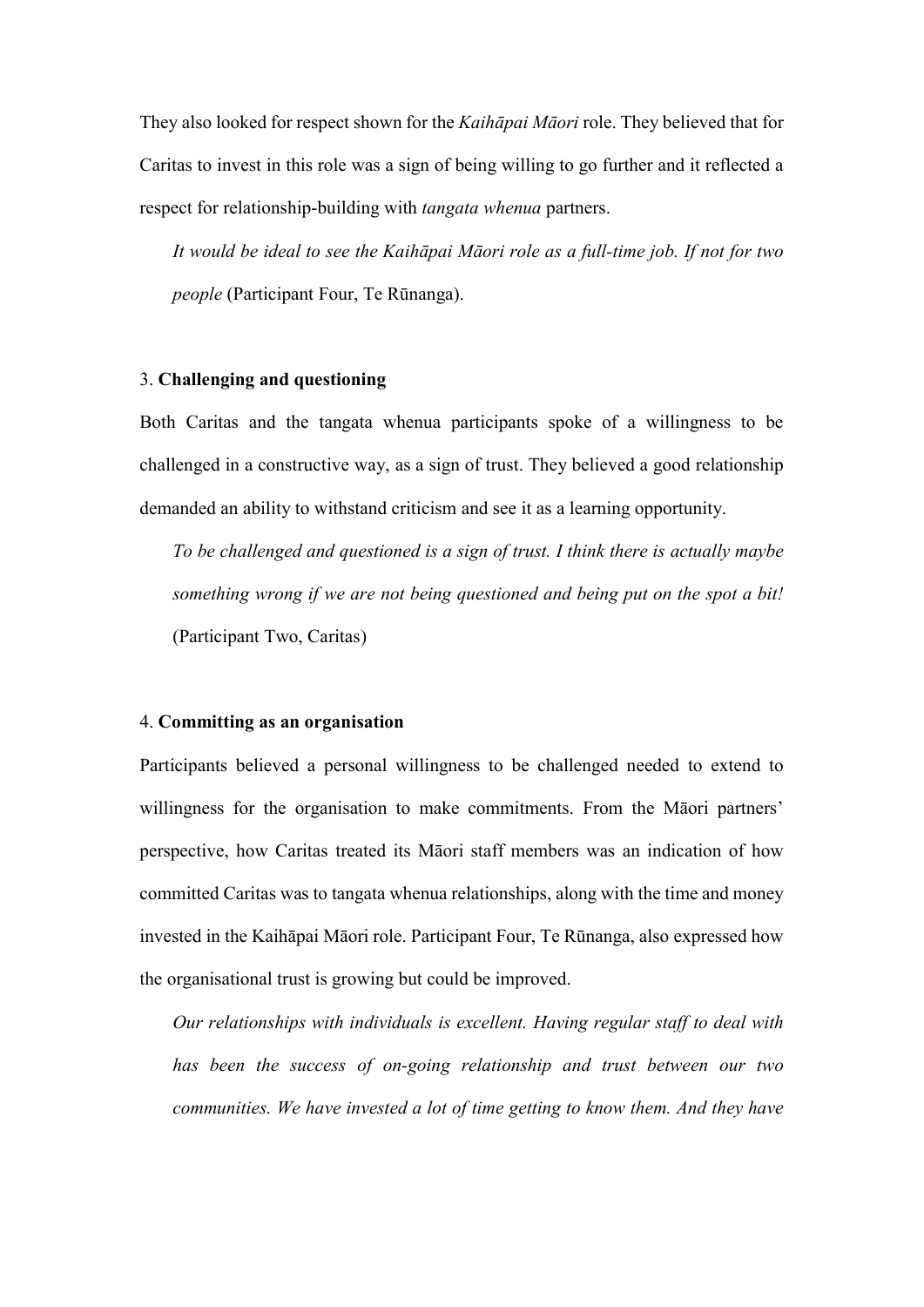They also looked for respect shown for the *Kaihāpai Māori* role. They believed that for Caritas to invest in this role was a sign of being willing to go further and it reflected a respect for relationship-building with *tangata whenua* partners.

> *It would be ideal to see the Kaihāpai Māori role as a full-time job. If not for two people* (Participant Four, Te Rūnanga).

3. **Challenging and questioning**

Both Caritas and the tangata whenua participants spoke of a willingness to be challenged in a constructive way, as a sign of trust. They believed a good relationship demanded an ability to withstand criticism and see it as a learning opportunity.

> *To be challenged and questioned is a sign of trust. I think there is actually maybe something wrong if we are not being questioned and being put on the spot a bit!* (Participant Two, Caritas)

4. **Committing as an organisation**

Participants believed a personal willingness to be challenged needed to extend to willingness for the organisation to make commitments. From the Māori partners' perspective, how Caritas treated its Māori staff members was an indication of how committed Caritas was to tangata whenua relationships, along with the time and money invested in the Kaihāpai Māori role. Participant Four, Te Rūnanga, also expressed how the organisational trust is growing but could be improved.

> *Our relationships with individuals is excellent. Having regular staff to deal with has been the success of on-going relationship and trust between our two communities. We have invested a lot of time getting to know them. And they have*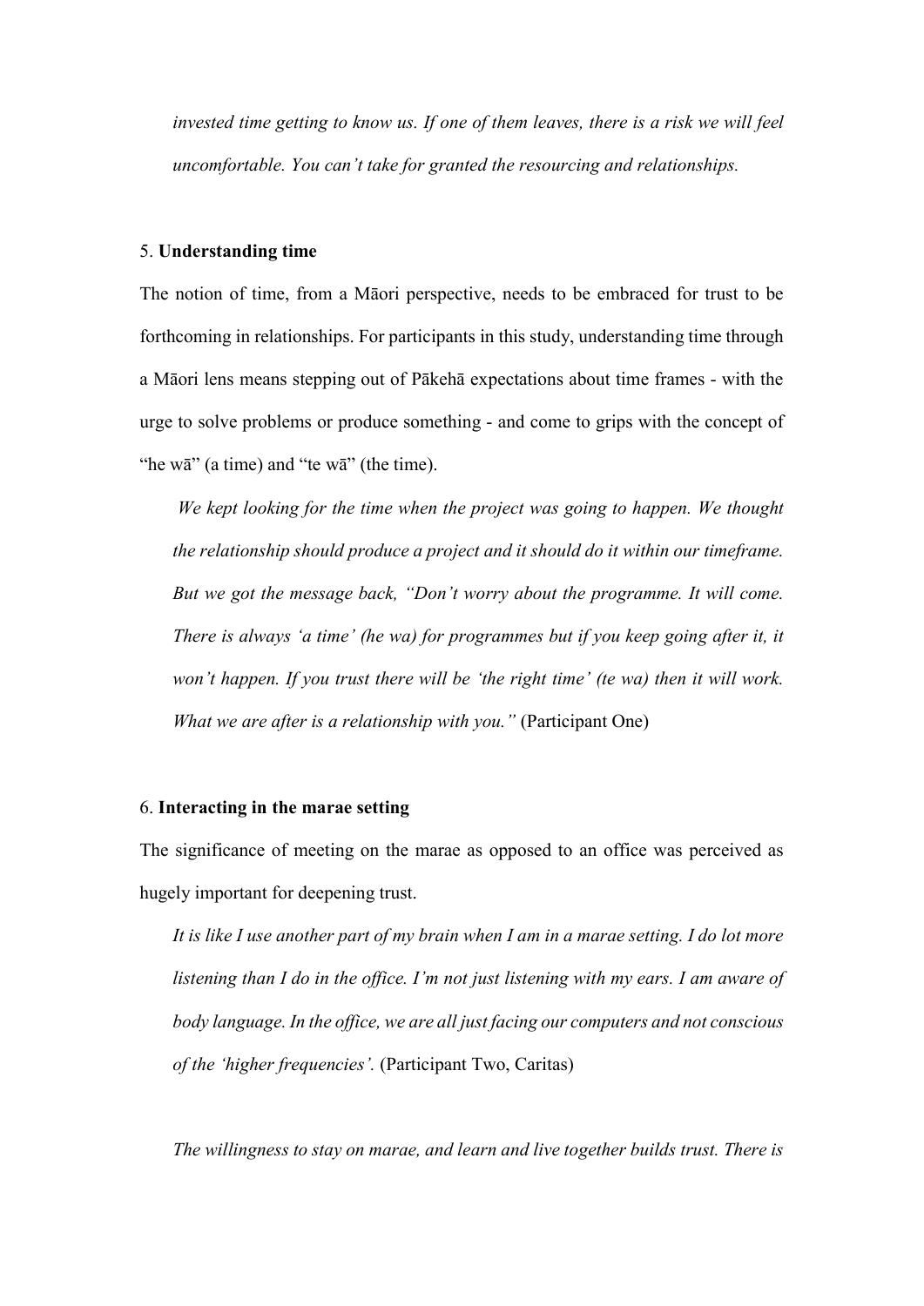*invested time getting to know us. If one of them leaves, there is a risk we will feel uncomfortable. You can't take for granted the resourcing and relationships.*

5. **Understanding time**

The notion of time, from a Māori perspective, needs to be embraced for trust to be forthcoming in relationships. For participants in this study, understanding time through a Māori lens means stepping out of Pākehā expectations about time frames - with the urge to solve problems or produce something - and come to grips with the concept of "he wā" (a time) and "te wā" (the time).

> *We kept looking for the time when the project was going to happen. We thought the relationship should produce a project and it should do it within our timeframe. But we got the message back, "Don't worry about the programme. It will come. There is always 'a time' (he wa) for programmes but if you keep going after it, it won't happen. If you trust there will be 'the right time' (te wa) then it will work. What we are after is a relationship with you."* (Participant One)

6. **Interacting in the marae setting**

The significance of meeting on the marae as opposed to an office was perceived as hugely important for deepening trust.

> *It is like I use another part of my brain when I am in a marae setting. I do lot more listening than I do in the office. I'm not just listening with my ears. I am aware of body language. In the office, we are all just facing our computers and not conscious of the 'higher frequencies'.* (Participant Two, Caritas)

> *The willingness to stay on marae, and learn and live together builds trust. There is*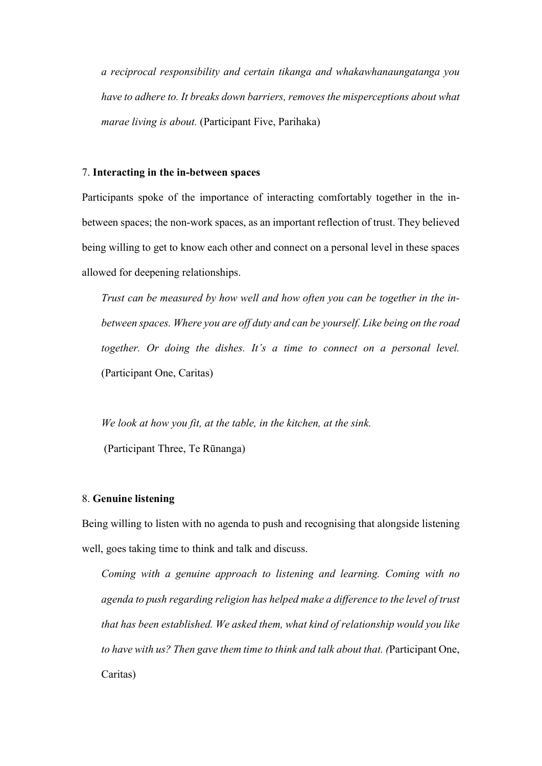*a reciprocal responsibility and certain tikanga and whakawhanaungatanga you have to adhere to. It breaks down barriers, removes the misperceptions about what marae living is about.* (Participant Five, Parihaka)

7. **Interacting in the in-between spaces**

Participants spoke of the importance of interacting comfortably together in the in-between spaces; the non-work spaces, as an important reflection of trust. They believed being willing to get to know each other and connect on a personal level in these spaces allowed for deepening relationships.

> *Trust can be measured by how well and how often you can be together in the in-between spaces. Where you are off duty and can be yourself. Like being on the road together. Or doing the dishes. It's a time to connect on a personal level.* (Participant One, Caritas)

> *We look at how you fit, at the table, in the kitchen, at the sink.*
> (Participant Three, Te Rūnanga)

8. **Genuine listening**

Being willing to listen with no agenda to push and recognising that alongside listening well, goes taking time to think and talk and discuss.

> *Coming with a genuine approach to listening and learning. Coming with no agenda to push regarding religion has helped make a difference to the level of trust that has been established. We asked them, what kind of relationship would you like to have with us? Then gave them time to think and talk about that. (*Participant One, Caritas)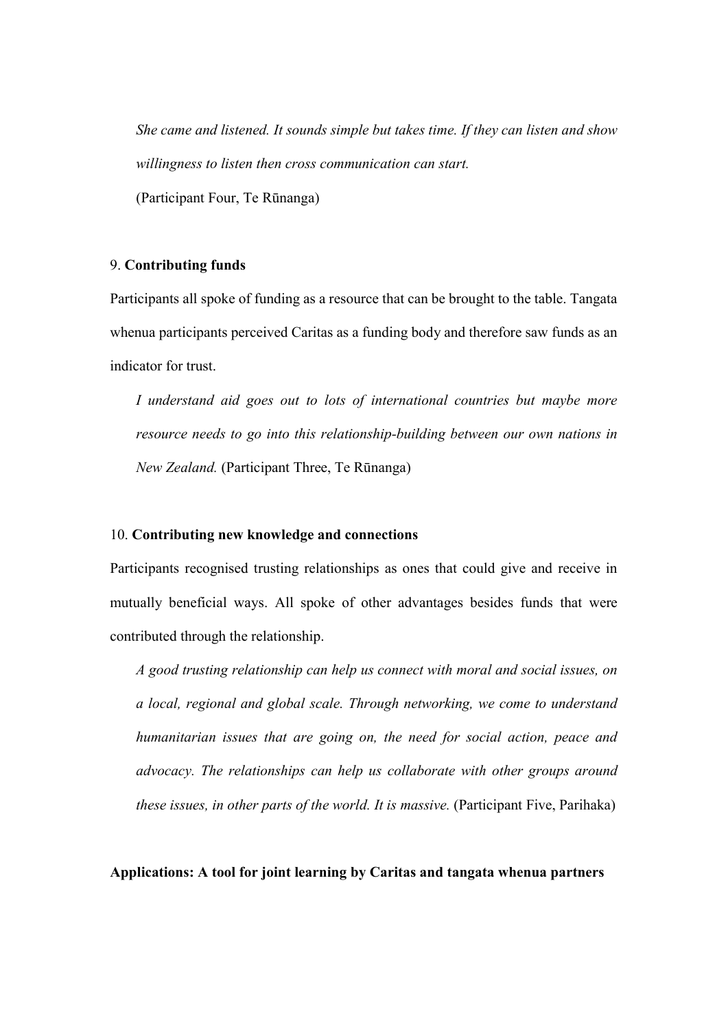*She came and listened. It sounds simple but takes time. If they can listen and show willingness to listen then cross communication can start.*

(Participant Four, Te Rūnanga)

9. **Contributing funds**

Participants all spoke of funding as a resource that can be brought to the table. Tangata whenua participants perceived Caritas as a funding body and therefore saw funds as an indicator for trust.

*I understand aid goes out to lots of international countries but maybe more resource needs to go into this relationship-building between our own nations in New Zealand.* (Participant Three, Te Rūnanga)

10. **Contributing new knowledge and connections**

Participants recognised trusting relationships as ones that could give and receive in mutually beneficial ways. All spoke of other advantages besides funds that were contributed through the relationship.

*A good trusting relationship can help us connect with moral and social issues, on a local, regional and global scale. Through networking, we come to understand humanitarian issues that are going on, the need for social action, peace and advocacy. The relationships can help us collaborate with other groups around these issues, in other parts of the world. It is massive.* (Participant Five, Parihaka)

**Applications: A tool for joint learning by Caritas and tangata whenua partners**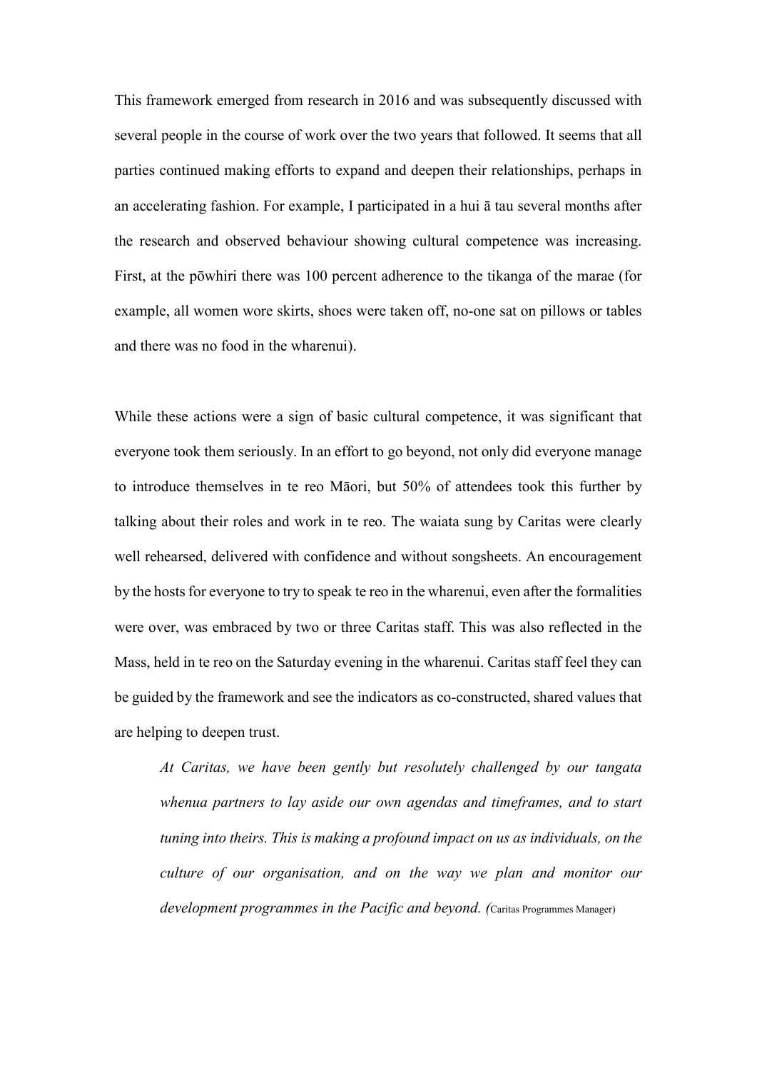This framework emerged from research in 2016 and was subsequently discussed with several people in the course of work over the two years that followed. It seems that all parties continued making efforts to expand and deepen their relationships, perhaps in an accelerating fashion. For example, I participated in a hui ā tau several months after the research and observed behaviour showing cultural competence was increasing. First, at the pōwhiri there was 100 percent adherence to the tikanga of the marae (for example, all women wore skirts, shoes were taken off, no-one sat on pillows or tables and there was no food in the wharenui).

While these actions were a sign of basic cultural competence, it was significant that everyone took them seriously. In an effort to go beyond, not only did everyone manage to introduce themselves in te reo Māori, but 50% of attendees took this further by talking about their roles and work in te reo. The waiata sung by Caritas were clearly well rehearsed, delivered with confidence and without songsheets. An encouragement by the hosts for everyone to try to speak te reo in the wharenui, even after the formalities were over, was embraced by two or three Caritas staff. This was also reflected in the Mass, held in te reo on the Saturday evening in the wharenui. Caritas staff feel they can be guided by the framework and see the indicators as co-constructed, shared values that are helping to deepen trust.

> *At Caritas, we have been gently but resolutely challenged by our tangata whenua partners to lay aside our own agendas and timeframes, and to start tuning into theirs. This is making a profound impact on us as individuals, on the culture of our organisation, and on the way we plan and monitor our development programmes in the Pacific and beyond. (*Caritas Programmes Manager)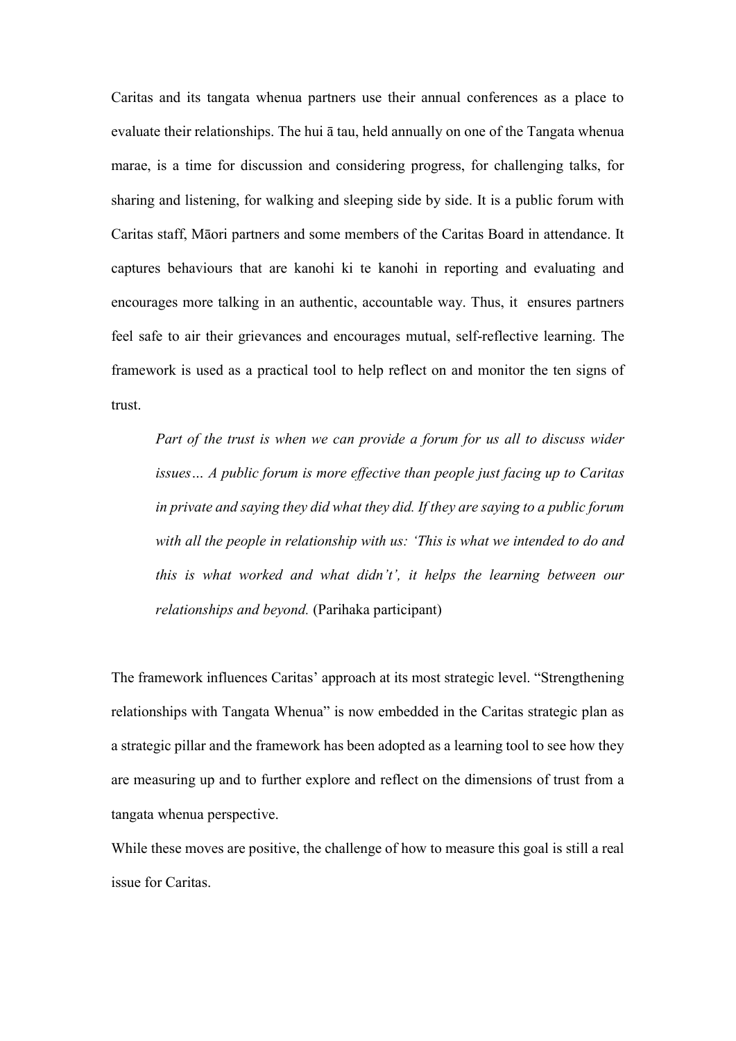Caritas and its tangata whenua partners use their annual conferences as a place to evaluate their relationships. The hui ā tau, held annually on one of the Tangata whenua marae, is a time for discussion and considering progress, for challenging talks, for sharing and listening, for walking and sleeping side by side. It is a public forum with Caritas staff, Māori partners and some members of the Caritas Board in attendance. It captures behaviours that are kanohi ki te kanohi in reporting and evaluating and encourages more talking in an authentic, accountable way. Thus, it ensures partners feel safe to air their grievances and encourages mutual, self-reflective learning. The framework is used as a practical tool to help reflect on and monitor the ten signs of trust.

> *Part of the trust is when we can provide a forum for us all to discuss wider issues… A public forum is more effective than people just facing up to Caritas in private and saying they did what they did. If they are saying to a public forum with all the people in relationship with us: 'This is what we intended to do and this is what worked and what didn't', it helps the learning between our relationships and beyond.* (Parihaka participant)

The framework influences Caritas' approach at its most strategic level. "Strengthening relationships with Tangata Whenua" is now embedded in the Caritas strategic plan as a strategic pillar and the framework has been adopted as a learning tool to see how they are measuring up and to further explore and reflect on the dimensions of trust from a tangata whenua perspective.

While these moves are positive, the challenge of how to measure this goal is still a real issue for Caritas.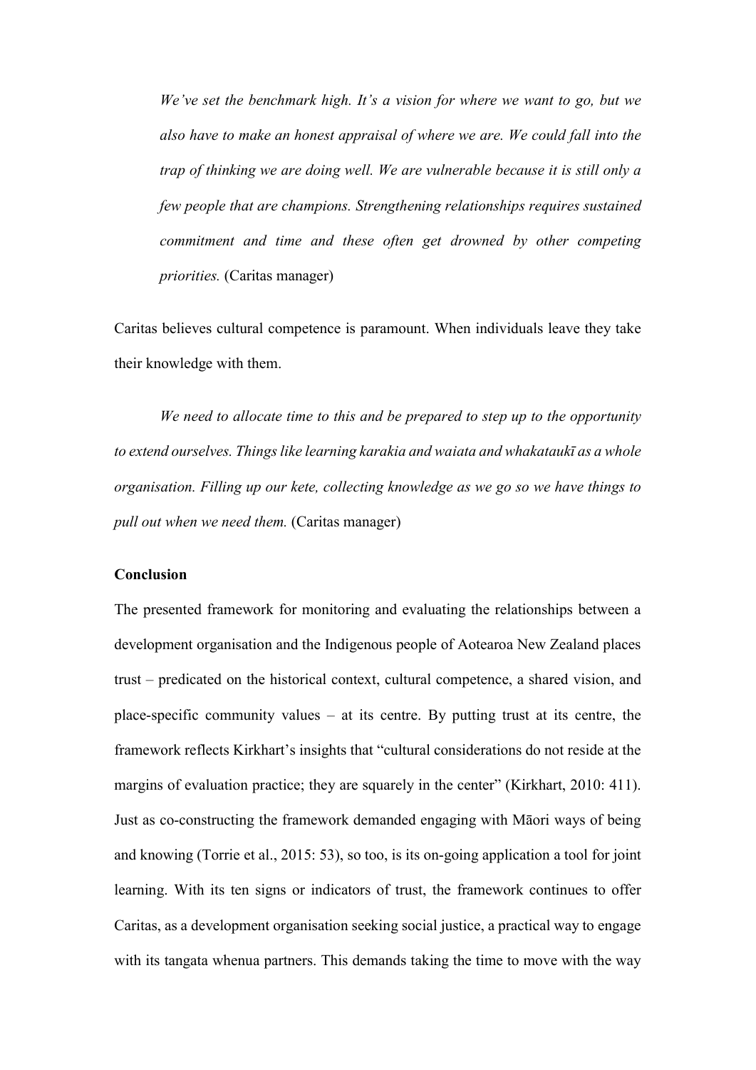> *We've set the benchmark high. It's a vision for where we want to go, but we also have to make an honest appraisal of where we are. We could fall into the trap of thinking we are doing well. We are vulnerable because it is still only a few people that are champions. Strengthening relationships requires sustained commitment and time and these often get drowned by other competing priorities.* (Caritas manager)

Caritas believes cultural competence is paramount. When individuals leave they take their knowledge with them.

> *We need to allocate time to this and be prepared to step up to the opportunity to extend ourselves. Things like learning karakia and waiata and whakataukī as a whole organisation. Filling up our kete, collecting knowledge as we go so we have things to pull out when we need them.* (Caritas manager)

**Conclusion**

The presented framework for monitoring and evaluating the relationships between a development organisation and the Indigenous people of Aotearoa New Zealand places trust – predicated on the historical context, cultural competence, a shared vision, and place-specific community values – at its centre. By putting trust at its centre, the framework reflects Kirkhart's insights that "cultural considerations do not reside at the margins of evaluation practice; they are squarely in the center" (Kirkhart, 2010: 411). Just as co-constructing the framework demanded engaging with Māori ways of being and knowing (Torrie et al., 2015: 53), so too, is its on-going application a tool for joint learning. With its ten signs or indicators of trust, the framework continues to offer Caritas, as a development organisation seeking social justice, a practical way to engage with its tangata whenua partners. This demands taking the time to move with the way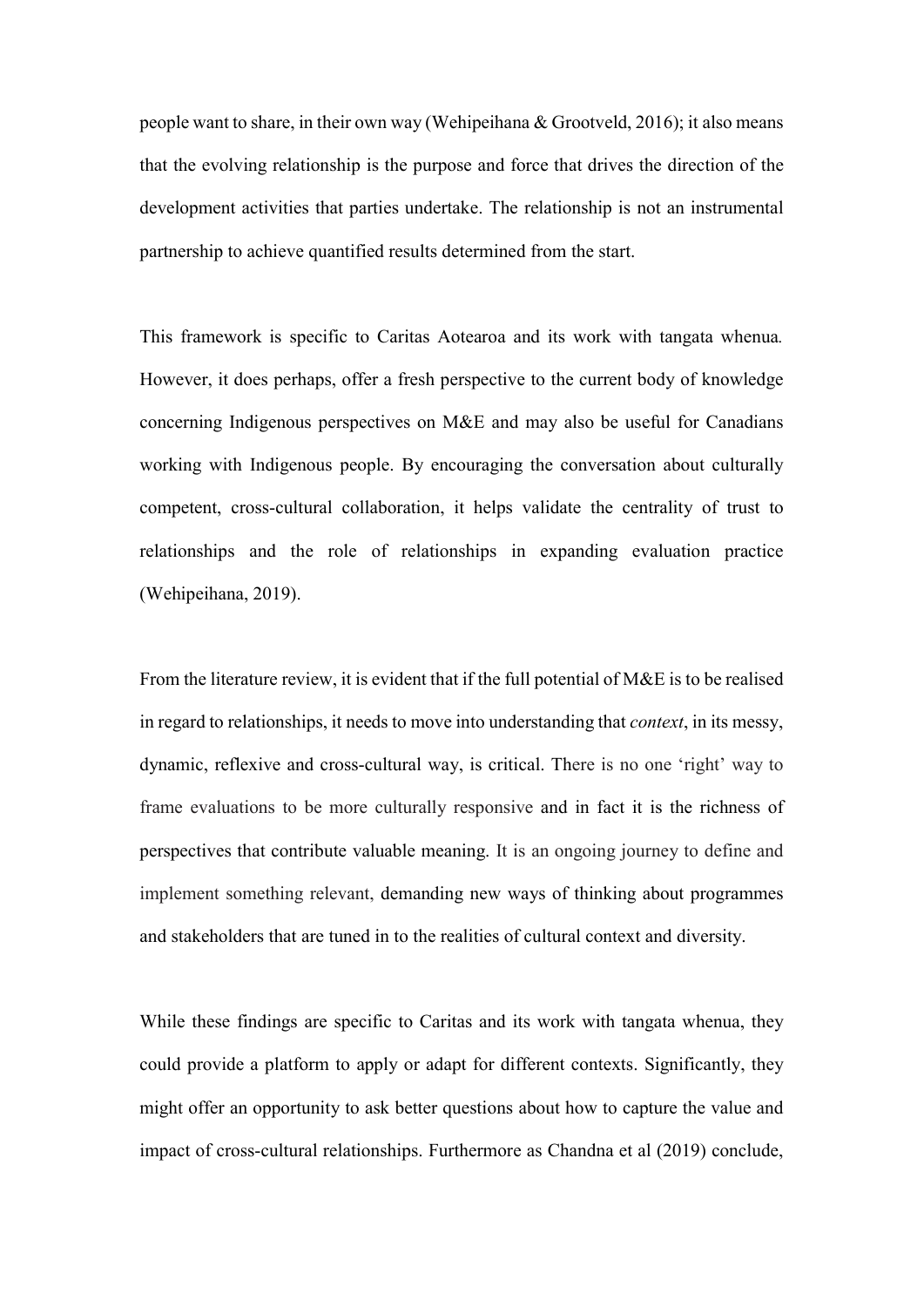people want to share, in their own way (Wehipeihana & Grootveld, 2016); it also means that the evolving relationship is the purpose and force that drives the direction of the development activities that parties undertake. The relationship is not an instrumental partnership to achieve quantified results determined from the start.

This framework is specific to Caritas Aotearoa and its work with tangata whenua. However, it does perhaps, offer a fresh perspective to the current body of knowledge concerning Indigenous perspectives on M&E and may also be useful for Canadians working with Indigenous people. By encouraging the conversation about culturally competent, cross-cultural collaboration, it helps validate the centrality of trust to relationships and the role of relationships in expanding evaluation practice (Wehipeihana, 2019).

From the literature review, it is evident that if the full potential of M&E is to be realised in regard to relationships, it needs to move into understanding that *context*, in its messy, dynamic, reflexive and cross-cultural way, is critical. There is no one 'right' way to frame evaluations to be more culturally responsive and in fact it is the richness of perspectives that contribute valuable meaning. It is an ongoing journey to define and implement something relevant, demanding new ways of thinking about programmes and stakeholders that are tuned in to the realities of cultural context and diversity.

While these findings are specific to Caritas and its work with tangata whenua, they could provide a platform to apply or adapt for different contexts. Significantly, they might offer an opportunity to ask better questions about how to capture the value and impact of cross-cultural relationships. Furthermore as Chandna et al (2019) conclude,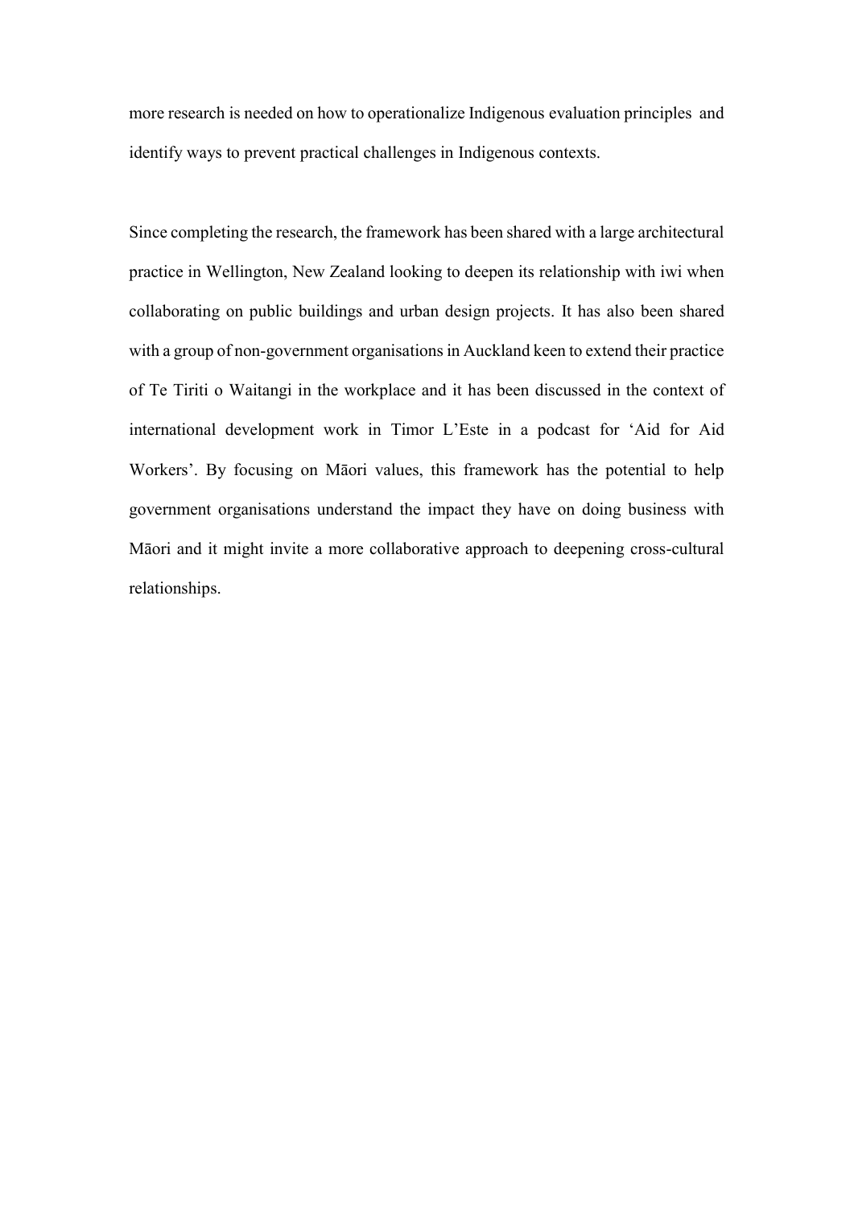more research is needed on how to operationalize Indigenous evaluation principles and identify ways to prevent practical challenges in Indigenous contexts.

Since completing the research, the framework has been shared with a large architectural practice in Wellington, New Zealand looking to deepen its relationship with iwi when collaborating on public buildings and urban design projects. It has also been shared with a group of non-government organisations in Auckland keen to extend their practice of Te Tiriti o Waitangi in the workplace and it has been discussed in the context of international development work in Timor L'Este in a podcast for 'Aid for Aid Workers'. By focusing on Māori values, this framework has the potential to help government organisations understand the impact they have on doing business with Māori and it might invite a more collaborative approach to deepening cross-cultural relationships.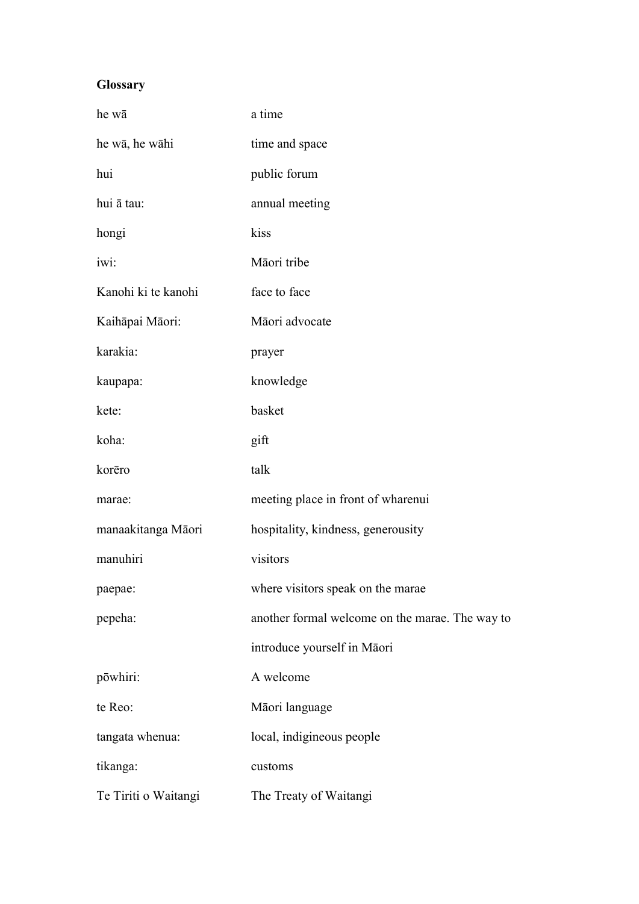**Glossary**

| | |
|---|---|
| he wā | a time |
| he wā, he wāhi | time and space |
| hui | public forum |
| hui ā tau: | annual meeting |
| hongi | kiss |
| iwi: | Māori tribe |
| Kanohi ki te kanohi | face to face |
| Kaihāpai Māori: | Māori advocate |
| karakia: | prayer |
| kaupapa: | knowledge |
| kete: | basket |
| koha: | gift |
| korēro | talk |
| marae: | meeting place in front of wharenui |
| manaakitanga Māori | hospitality, kindness, generousity |
| manuhiri | visitors |
| paepae: | where visitors speak on the marae |
| pepeha: | another formal welcome on the marae. The way to introduce yourself in Māori |
| pōwhiri: | A welcome |
| te Reo: | Māori language |
| tangata whenua: | local, indigineous people |
| tikanga: | customs |
| Te Tiriti o Waitangi | The Treaty of Waitangi |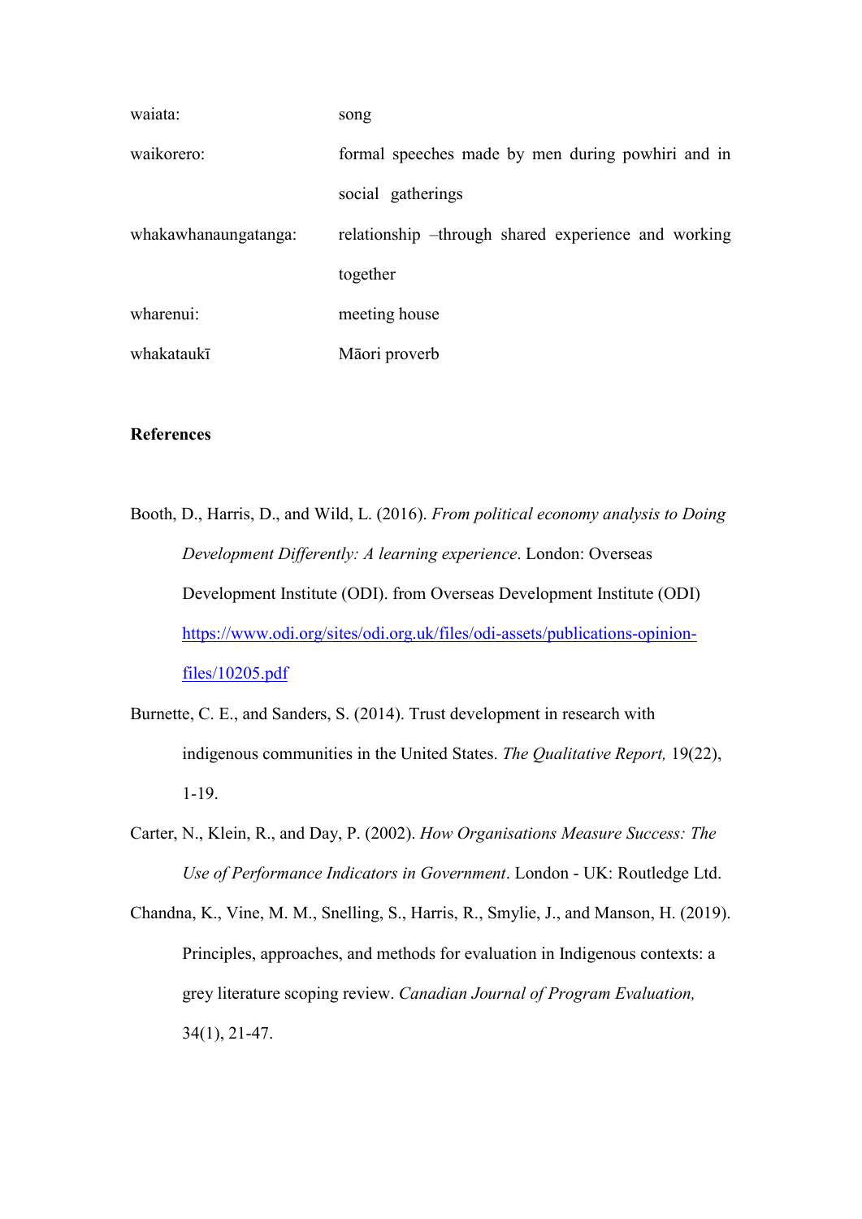| | |
|---|---|
| waiata: | song |
| waikorero: | formal speeches made by men during powhiri and in social gatherings |
| whakawhanaungatanga: | relationship –through shared experience and working together |
| wharenui: | meeting house |
| whakataukī | Māori proverb |

**References**

Booth, D., Harris, D., and Wild, L. (2016). *From political economy analysis to Doing Development Differently: A learning experience*. London: Overseas Development Institute (ODI). from Overseas Development Institute (ODI) https://www.odi.org/sites/odi.org.uk/files/odi-assets/publications-opinion-files/10205.pdf

Burnette, C. E., and Sanders, S. (2014). Trust development in research with indigenous communities in the United States. *The Qualitative Report,* 19(22), 1-19.

Carter, N., Klein, R., and Day, P. (2002). *How Organisations Measure Success: The Use of Performance Indicators in Government*. London - UK: Routledge Ltd.

Chandna, K., Vine, M. M., Snelling, S., Harris, R., Smylie, J., and Manson, H. (2019). Principles, approaches, and methods for evaluation in Indigenous contexts: a grey literature scoping review. *Canadian Journal of Program Evaluation,* 34(1), 21-47.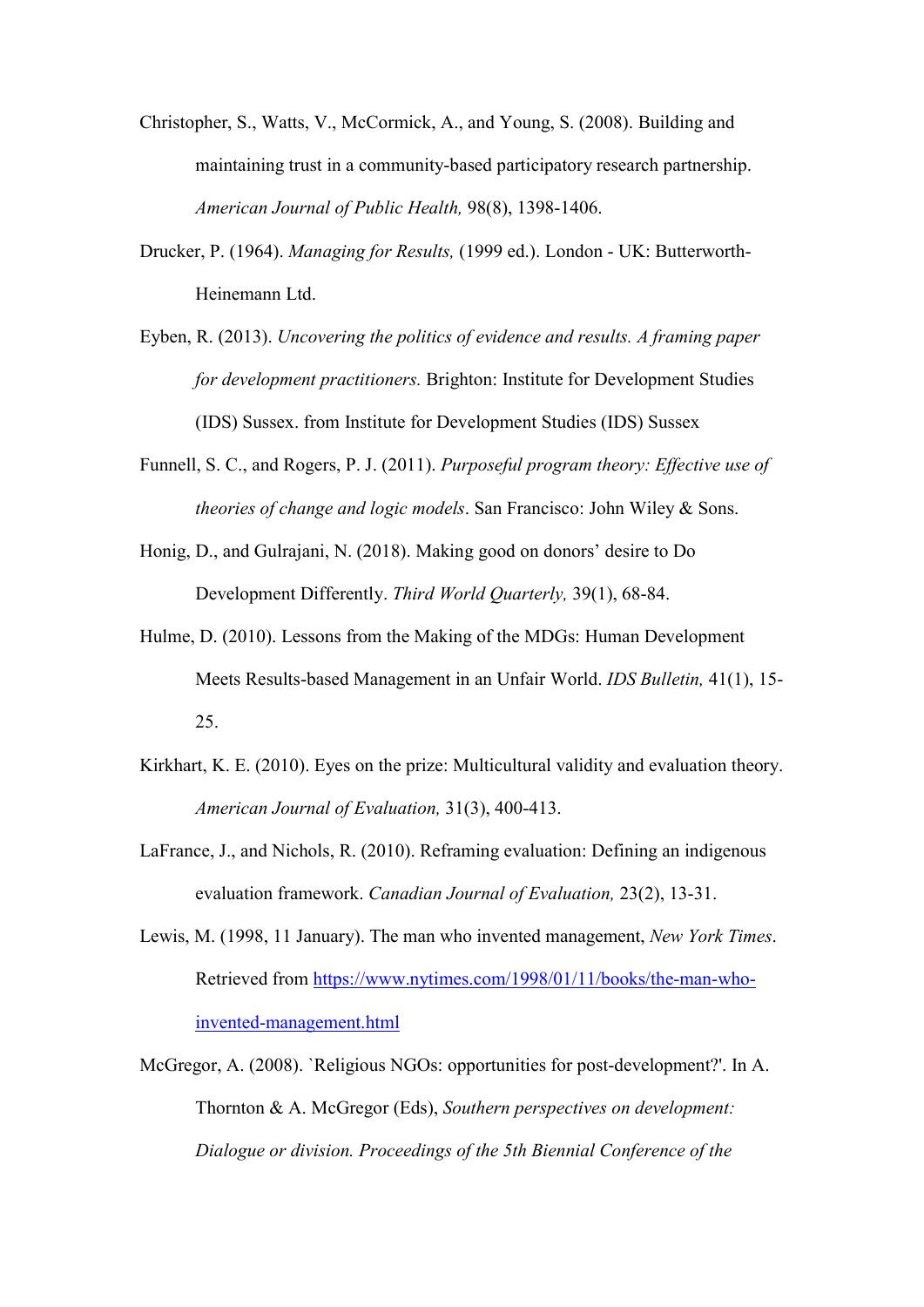Christopher, S., Watts, V., McCormick, A., and Young, S. (2008). Building and maintaining trust in a community-based participatory research partnership. *American Journal of Public Health,* 98(8), 1398-1406.

Drucker, P. (1964). *Managing for Results,* (1999 ed.). London - UK: Butterworth-Heinemann Ltd.

Eyben, R. (2013). *Uncovering the politics of evidence and results. A framing paper for development practitioners.* Brighton: Institute for Development Studies (IDS) Sussex. from Institute for Development Studies (IDS) Sussex

Funnell, S. C., and Rogers, P. J. (2011). *Purposeful program theory: Effective use of theories of change and logic models*. San Francisco: John Wiley & Sons.

Honig, D., and Gulrajani, N. (2018). Making good on donors' desire to Do Development Differently. *Third World Quarterly,* 39(1), 68-84.

Hulme, D. (2010). Lessons from the Making of the MDGs: Human Development Meets Results-based Management in an Unfair World. *IDS Bulletin,* 41(1), 15-25.

Kirkhart, K. E. (2010). Eyes on the prize: Multicultural validity and evaluation theory. *American Journal of Evaluation,* 31(3), 400-413.

LaFrance, J., and Nichols, R. (2010). Reframing evaluation: Defining an indigenous evaluation framework. *Canadian Journal of Evaluation,* 23(2), 13-31.

Lewis, M. (1998, 11 January). The man who invented management, *New York Times*. Retrieved from [https://www.nytimes.com/1998/01/11/books/the-man-who-invented-management.html](https://www.nytimes.com/1998/01/11/books/the-man-who-invented-management.html)

McGregor, A. (2008). `Religious NGOs: opportunities for post-development?'. In A. Thornton & A. McGregor (Eds), *Southern perspectives on development: Dialogue or division. Proceedings of the 5th Biennial Conference of the*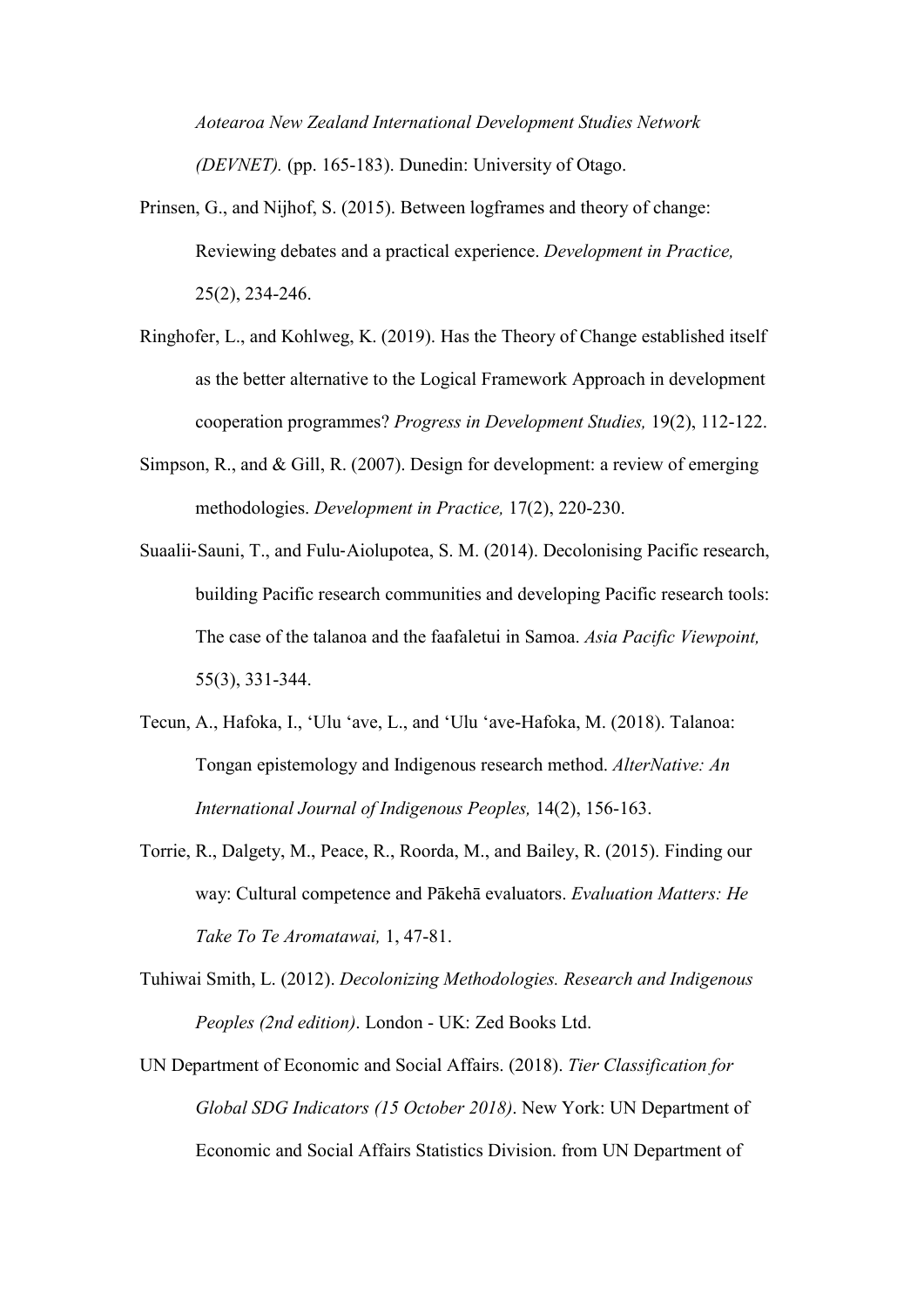*Aotearoa New Zealand International Development Studies Network (DEVNET).* (pp. 165-183). Dunedin: University of Otago.

Prinsen, G., and Nijhof, S. (2015). Between logframes and theory of change: Reviewing debates and a practical experience. *Development in Practice,* 25(2), 234-246.

Ringhofer, L., and Kohlweg, K. (2019). Has the Theory of Change established itself as the better alternative to the Logical Framework Approach in development cooperation programmes? *Progress in Development Studies,* 19(2), 112-122.

Simpson, R., and & Gill, R. (2007). Design for development: a review of emerging methodologies. *Development in Practice,* 17(2), 220-230.

Suaalii‐Sauni, T., and Fulu‐Aiolupotea, S. M. (2014). Decolonising Pacific research, building Pacific research communities and developing Pacific research tools: The case of the talanoa and the faafaletui in Samoa. *Asia Pacific Viewpoint,* 55(3), 331-344.

Tecun, A., Hafoka, I., 'Ulu 'ave, L., and 'Ulu 'ave-Hafoka, M. (2018). Talanoa: Tongan epistemology and Indigenous research method. *AlterNative: An International Journal of Indigenous Peoples,* 14(2), 156-163.

Torrie, R., Dalgety, M., Peace, R., Roorda, M., and Bailey, R. (2015). Finding our way: Cultural competence and Pākehā evaluators. *Evaluation Matters: He Take To Te Aromatawai,* 1, 47-81.

Tuhiwai Smith, L. (2012). *Decolonizing Methodologies. Research and Indigenous Peoples (2nd edition)*. London - UK: Zed Books Ltd.

UN Department of Economic and Social Affairs. (2018). *Tier Classification for Global SDG Indicators (15 October 2018)*. New York: UN Department of Economic and Social Affairs Statistics Division. from UN Department of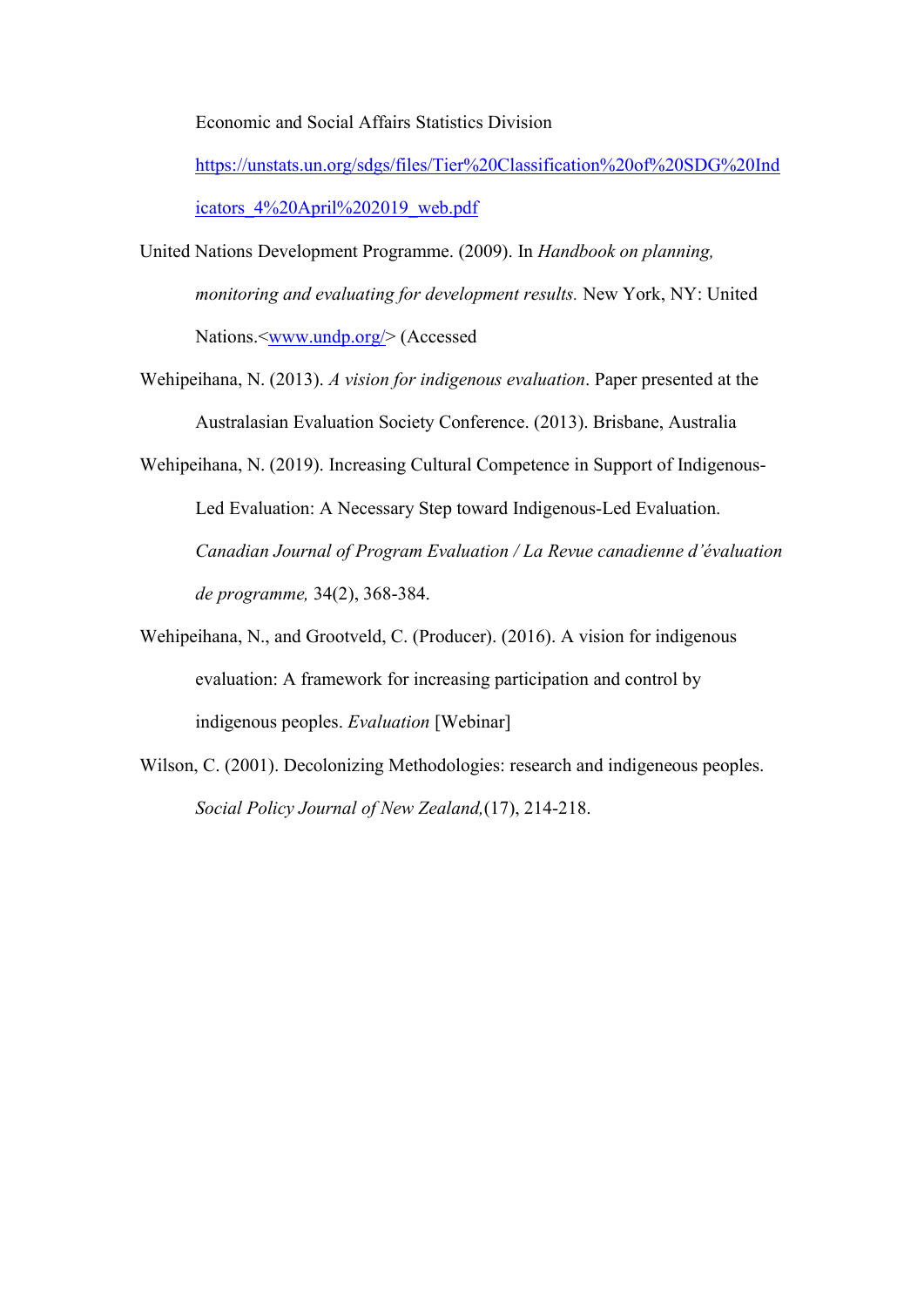Economic and Social Affairs Statistics Division https://unstats.un.org/sdgs/files/Tier%20Classification%20of%20SDG%20Indicators_4%20April%202019_web.pdf

United Nations Development Programme. (2009). In *Handbook on planning, monitoring and evaluating for development results.* New York, NY: United Nations.<www.undp.org/> (Accessed

Wehipeihana, N. (2013). *A vision for indigenous evaluation*. Paper presented at the Australasian Evaluation Society Conference. (2013). Brisbane, Australia

Wehipeihana, N. (2019). Increasing Cultural Competence in Support of Indigenous-Led Evaluation: A Necessary Step toward Indigenous-Led Evaluation. *Canadian Journal of Program Evaluation / La Revue canadienne d'évaluation de programme,* 34(2), 368-384.

Wehipeihana, N., and Grootveld, C. (Producer). (2016). A vision for indigenous evaluation: A framework for increasing participation and control by indigenous peoples. *Evaluation* [Webinar]

Wilson, C. (2001). Decolonizing Methodologies: research and indigeneous peoples. *Social Policy Journal of New Zealand,*(17), 214-218.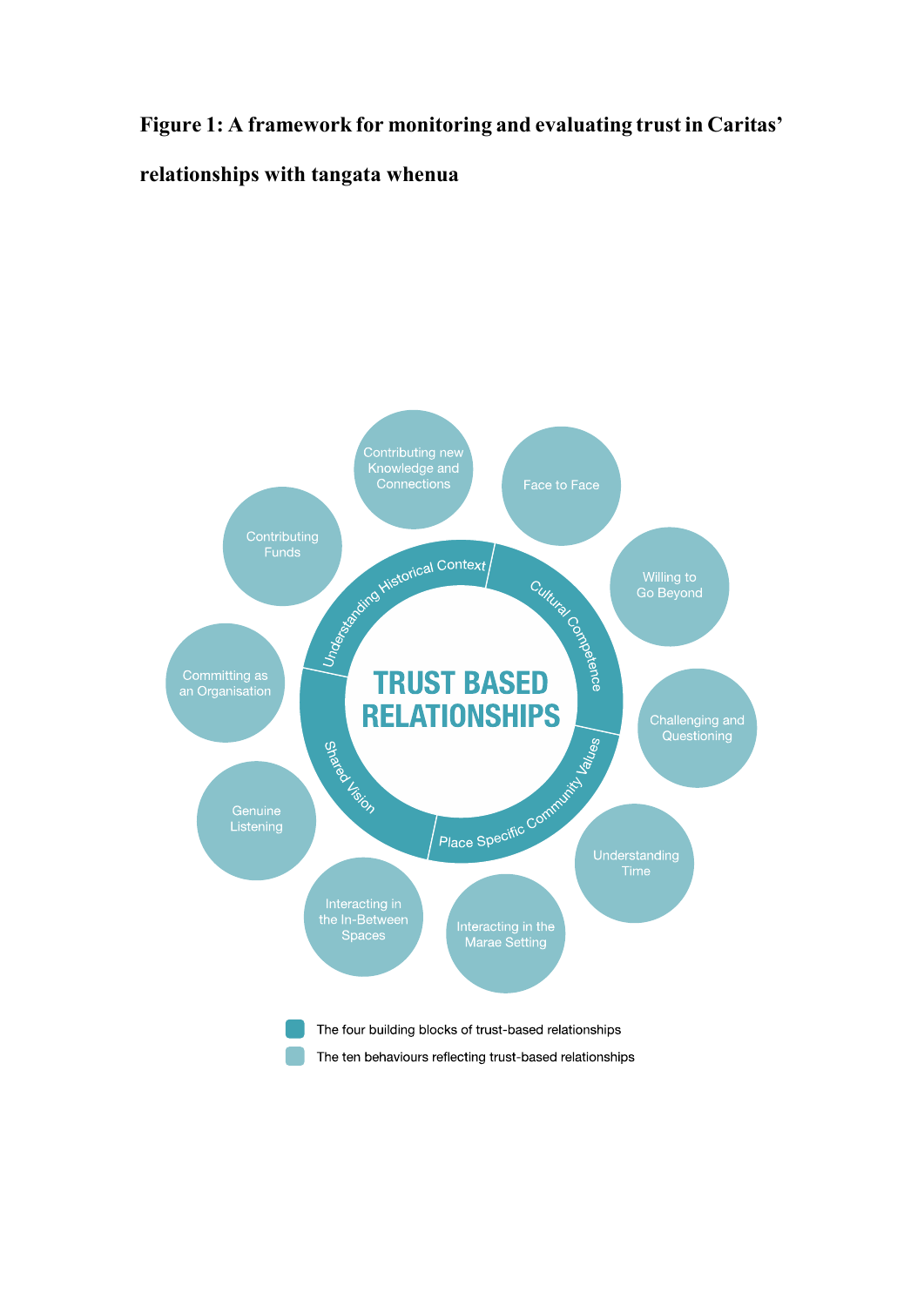**Figure 1: A framework for monitoring and evaluating trust in Caritas' relationships with tangata whenua**

TRUST BASED RELATIONSHIPS

Understanding Historical Context

Cultural Competence

Place Specific Community Values

Shared Vision

Contributing new Knowledge and Connections

Face to Face

Willing to Go Beyond

Challenging and Questioning

Understanding Time

Interacting in the Marae Setting

Interacting in the In-Between Spaces

Genuine Listening

Committing as an Organisation

Contributing Funds

The four building blocks of trust-based relationships

The ten behaviours reflecting trust-based relationships